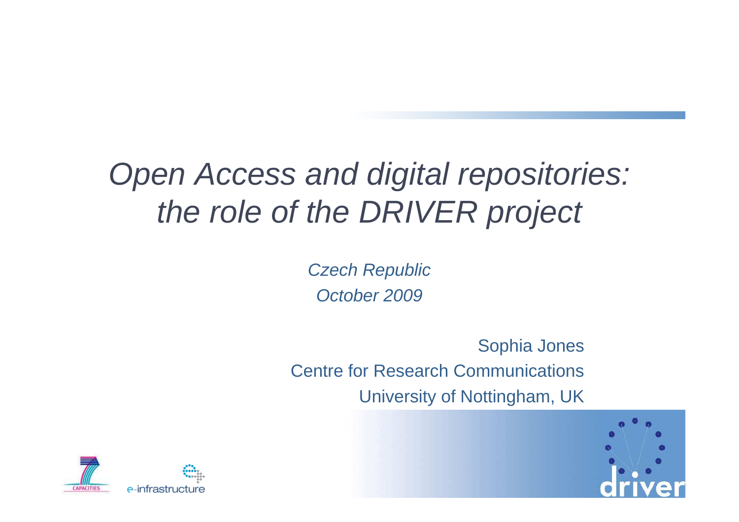# *Open Access and digital repositories: the role of the DRIVER project*

*Czech Republic*
*October 2009*

Sophia Jones
Centre for Research Communications
University of Nottingham, UK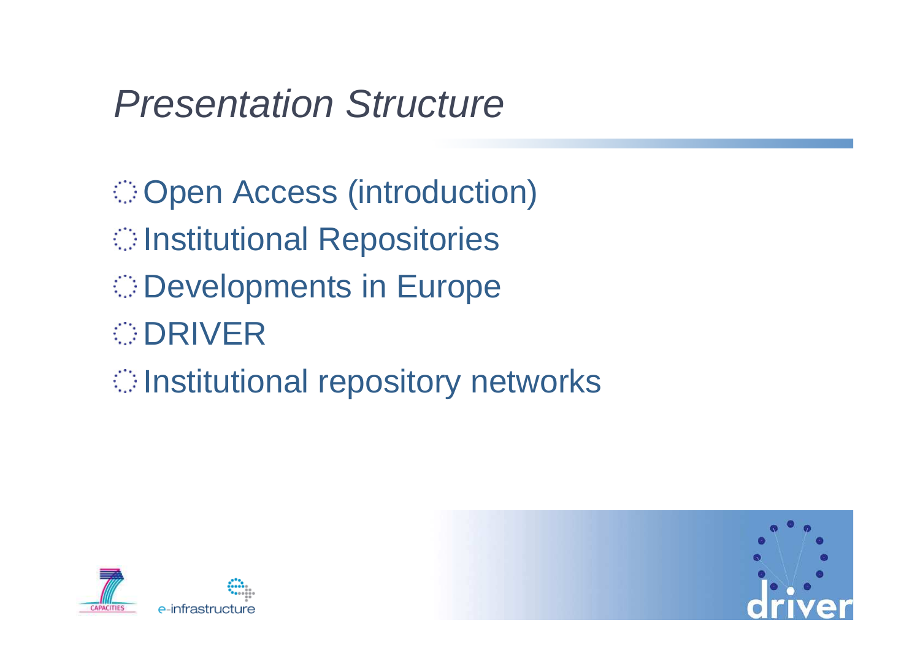# *Presentation Structure*

- Open Access (introduction)
- Institutional Repositories
- Developments in Europe
- DRIVER
- Institutional repository networks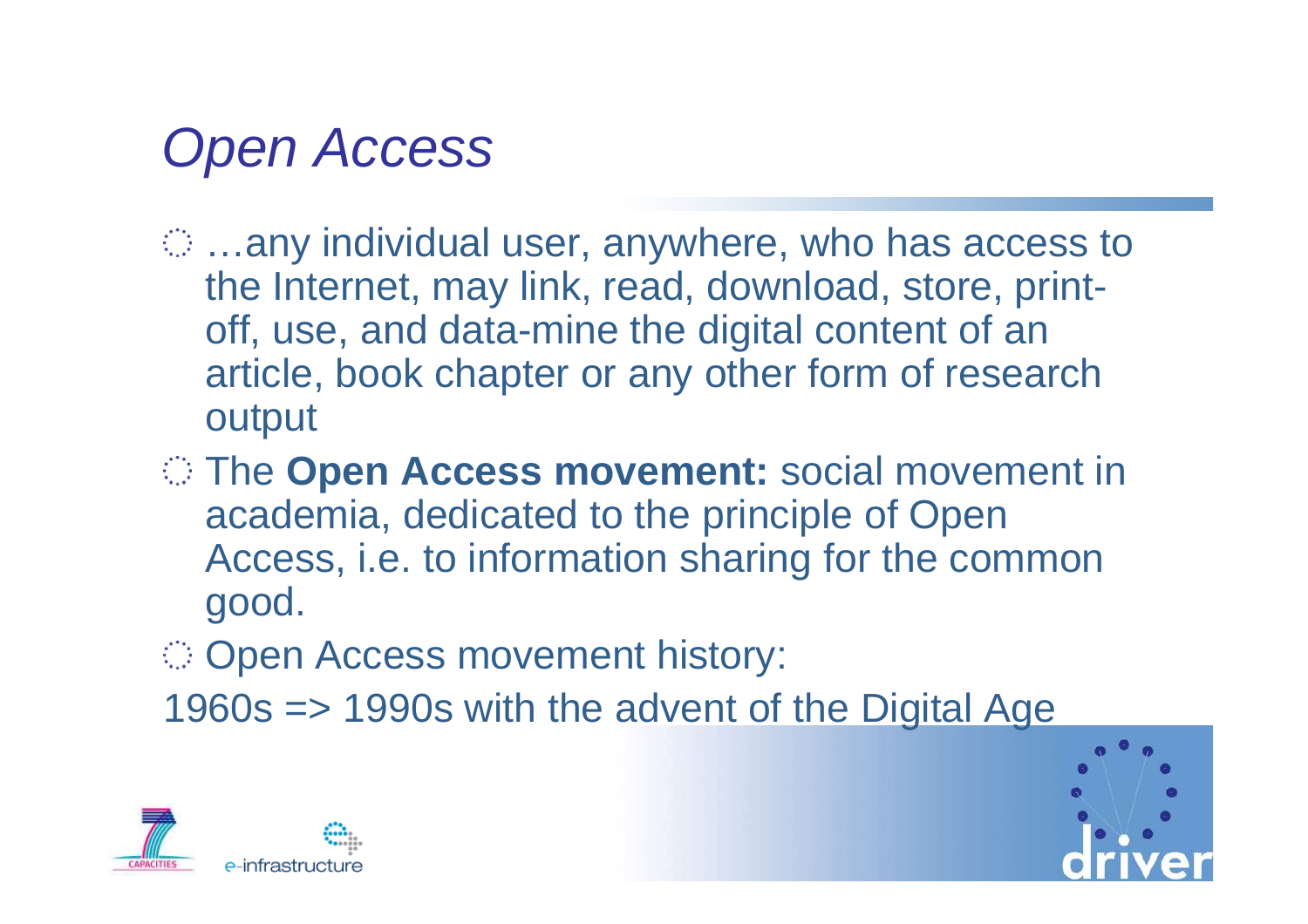# *Open Access*

- …any individual user, anywhere, who has access to the Internet, may link, read, download, store, print-off, use, and data-mine the digital content of an article, book chapter or any other form of research output
- The **Open Access movement:** social movement in academia, dedicated to the principle of Open Access, i.e. to information sharing for the common good.
- Open Access movement history:

1960s => 1990s with the advent of the Digital Age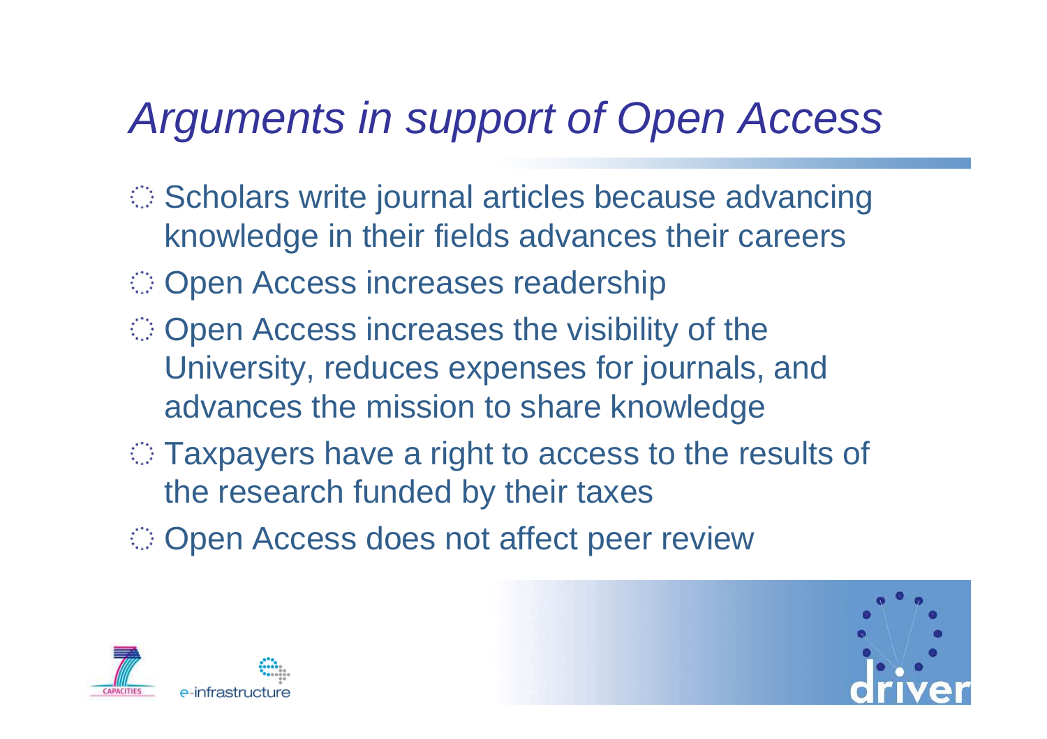# *Arguments in support of Open Access*

- Scholars write journal articles because advancing knowledge in their fields advances their careers
- Open Access increases readership
- Open Access increases the visibility of the University, reduces expenses for journals, and advances the mission to share knowledge
- Taxpayers have a right to access to the results of the research funded by their taxes
- Open Access does not affect peer review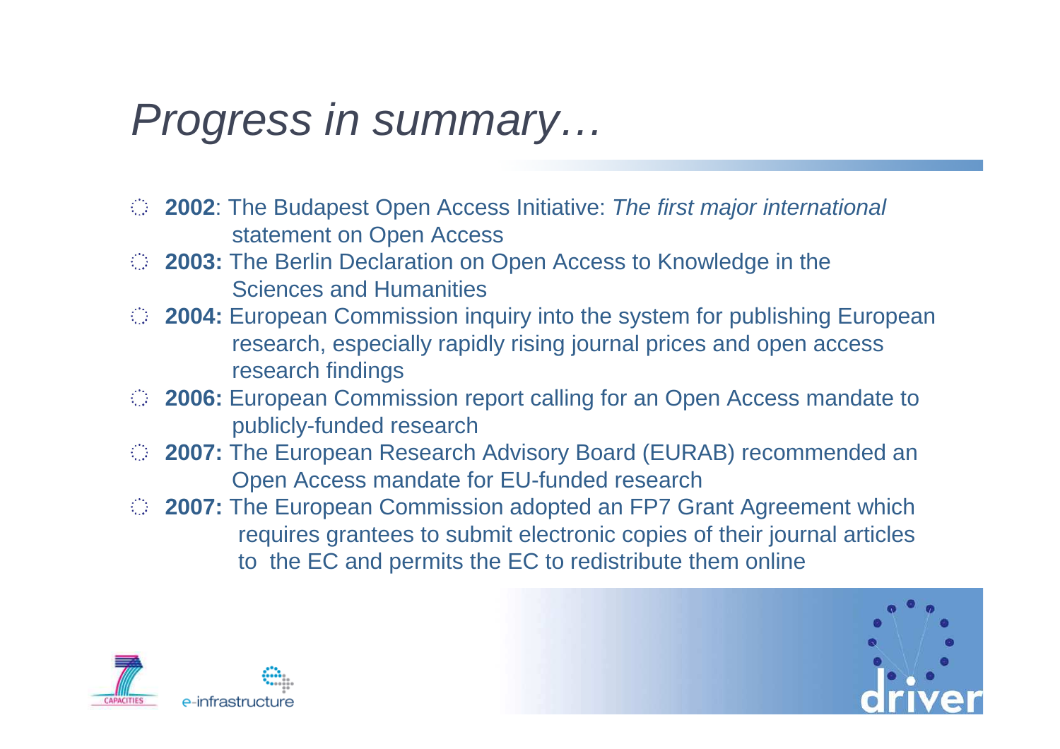# *Progress in summary…*

- **2002**: The Budapest Open Access Initiative: *The first major international* statement on Open Access
- **2003:** The Berlin Declaration on Open Access to Knowledge in the Sciences and Humanities
- **2004:** European Commission inquiry into the system for publishing European research, especially rapidly rising journal prices and open access research findings
- **2006:** European Commission report calling for an Open Access mandate to publicly-funded research
- **2007:** The European Research Advisory Board (EURAB) recommended an Open Access mandate for EU-funded research
- **2007:** The European Commission adopted an FP7 Grant Agreement which requires grantees to submit electronic copies of their journal articles to the EC and permits the EC to redistribute them online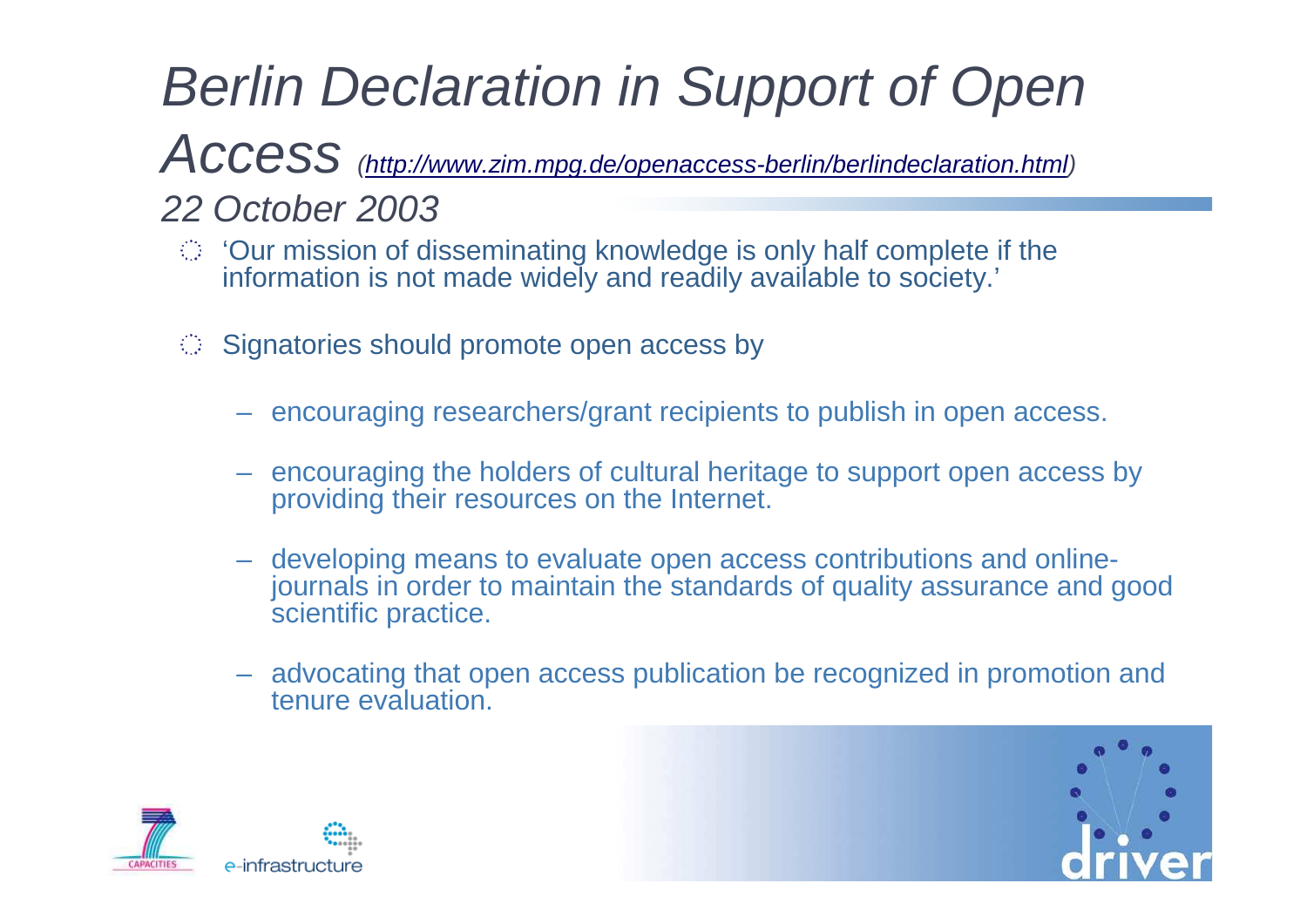# *Berlin Declaration in Support of Open Access* *([http://www.zim.mpg.de/openaccess-berlin/berlindeclaration.html](http://www.zim.mpg.de/openaccess-berlin/berlindeclaration.html))*

*22 October 2003*

- 'Our mission of disseminating knowledge is only half complete if the information is not made widely and readily available to society.'
- Signatories should promote open access by
  - encouraging researchers/grant recipients to publish in open access.
  - encouraging the holders of cultural heritage to support open access by providing their resources on the Internet.
  - developing means to evaluate open access contributions and online-journals in order to maintain the standards of quality assurance and good scientific practice.
  - advocating that open access publication be recognized in promotion and tenure evaluation.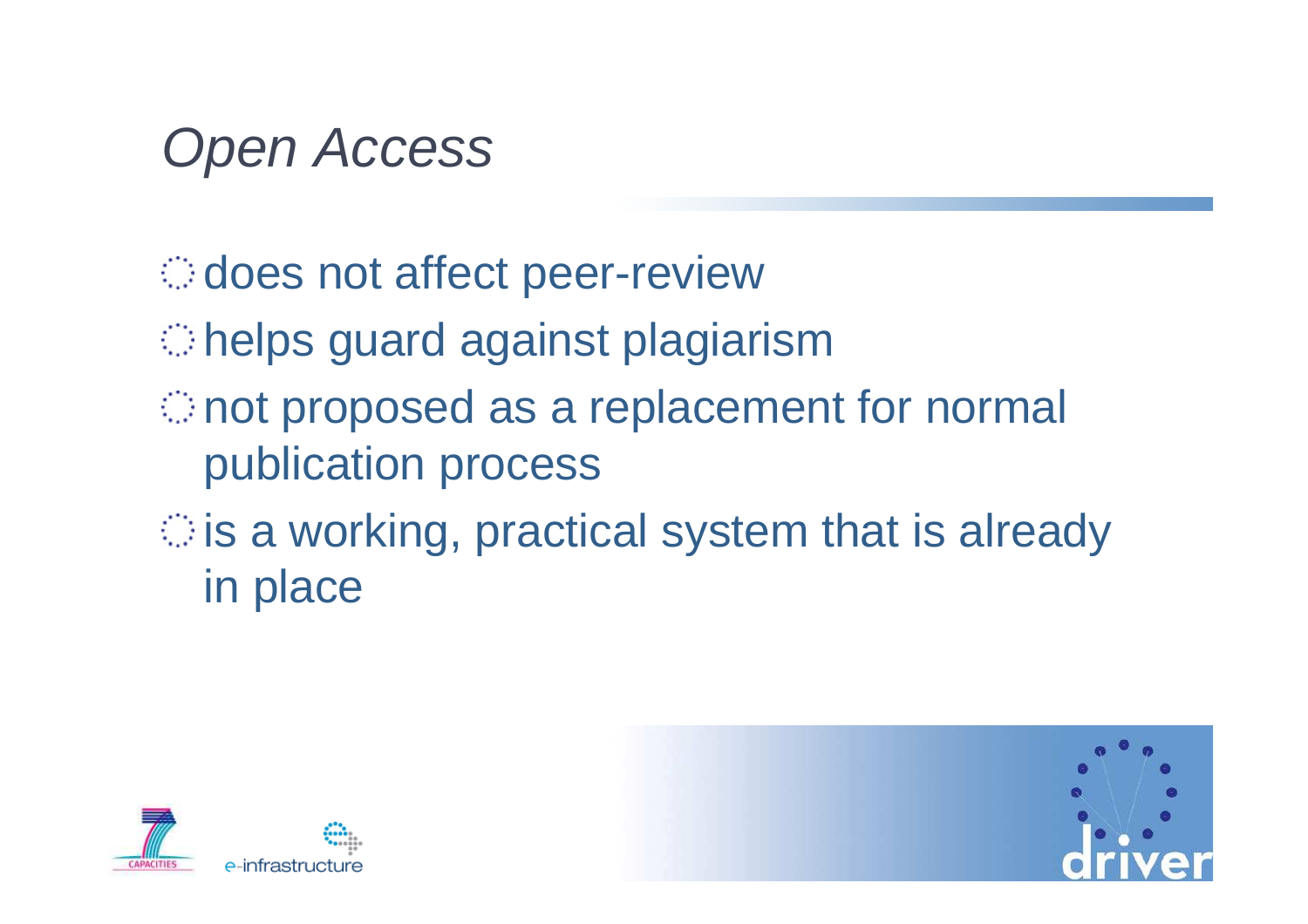# *Open Access*

- does not affect peer-review
- helps guard against plagiarism
- not proposed as a replacement for normal publication process
- is a working, practical system that is already in place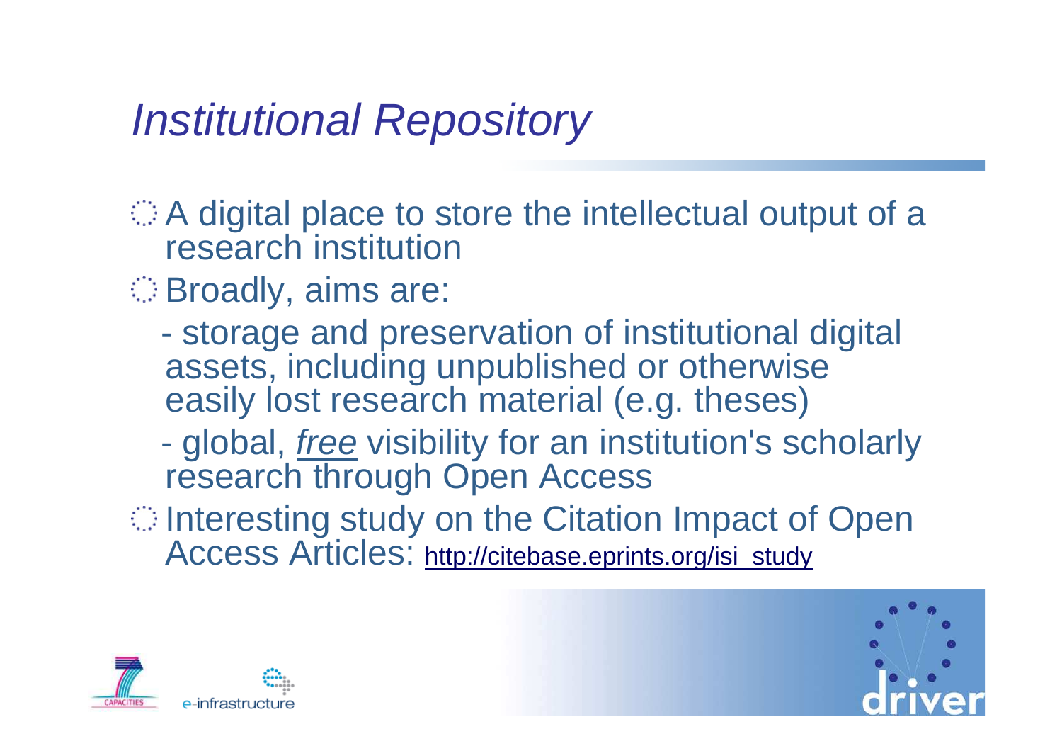# *Institutional Repository*

- A digital place to store the intellectual output of a research institution
- Broadly, aims are:
  - storage and preservation of institutional digital assets, including unpublished or otherwise easily lost research material (e.g. theses)
  - global, *free* visibility for an institution's scholarly research through Open Access
- Interesting study on the Citation Impact of Open Access Articles: http://citebase.eprints.org/isi_study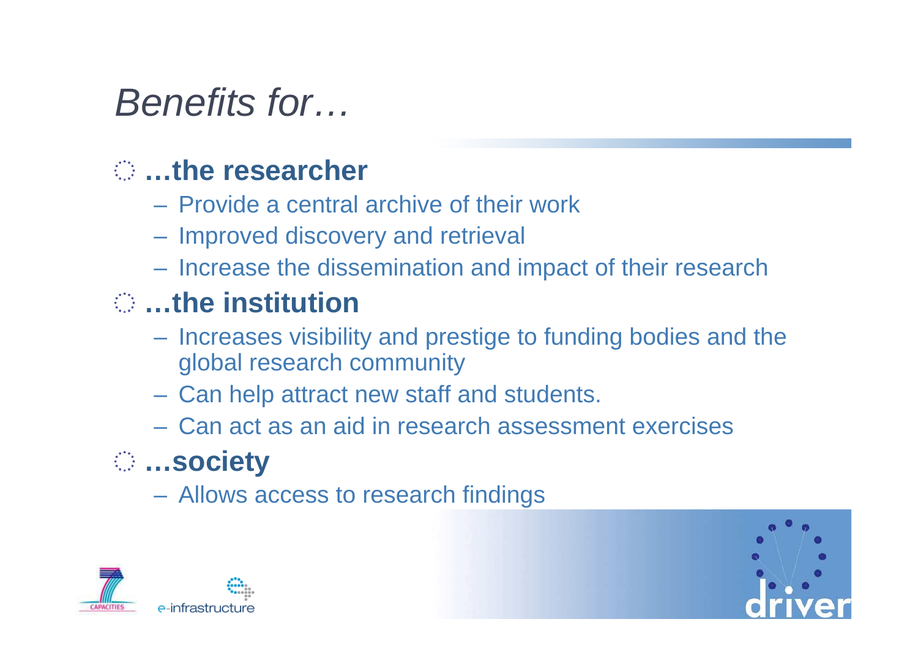# *Benefits for…*

- **…the researcher**
  - Provide a central archive of their work
  - Improved discovery and retrieval
  - Increase the dissemination and impact of their research
- **…the institution**
  - Increases visibility and prestige to funding bodies and the global research community
  - Can help attract new staff and students.
  - Can act as an aid in research assessment exercises
- **…society**
  - Allows access to research findings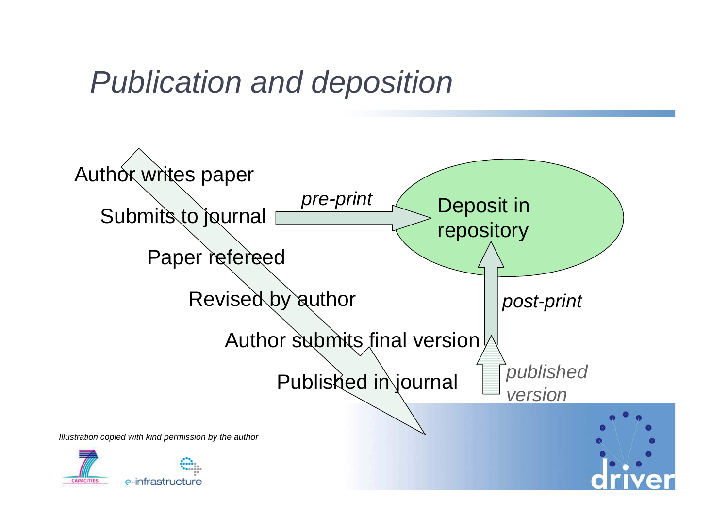# Publication and deposition

Author writes paper

Submits to journal

Paper refereed

Revised by author

Author submits final version

Published in journal

*pre-print*

Deposit in repository

*post-print*

*published version*

*Illustration copied with kind permission by the author*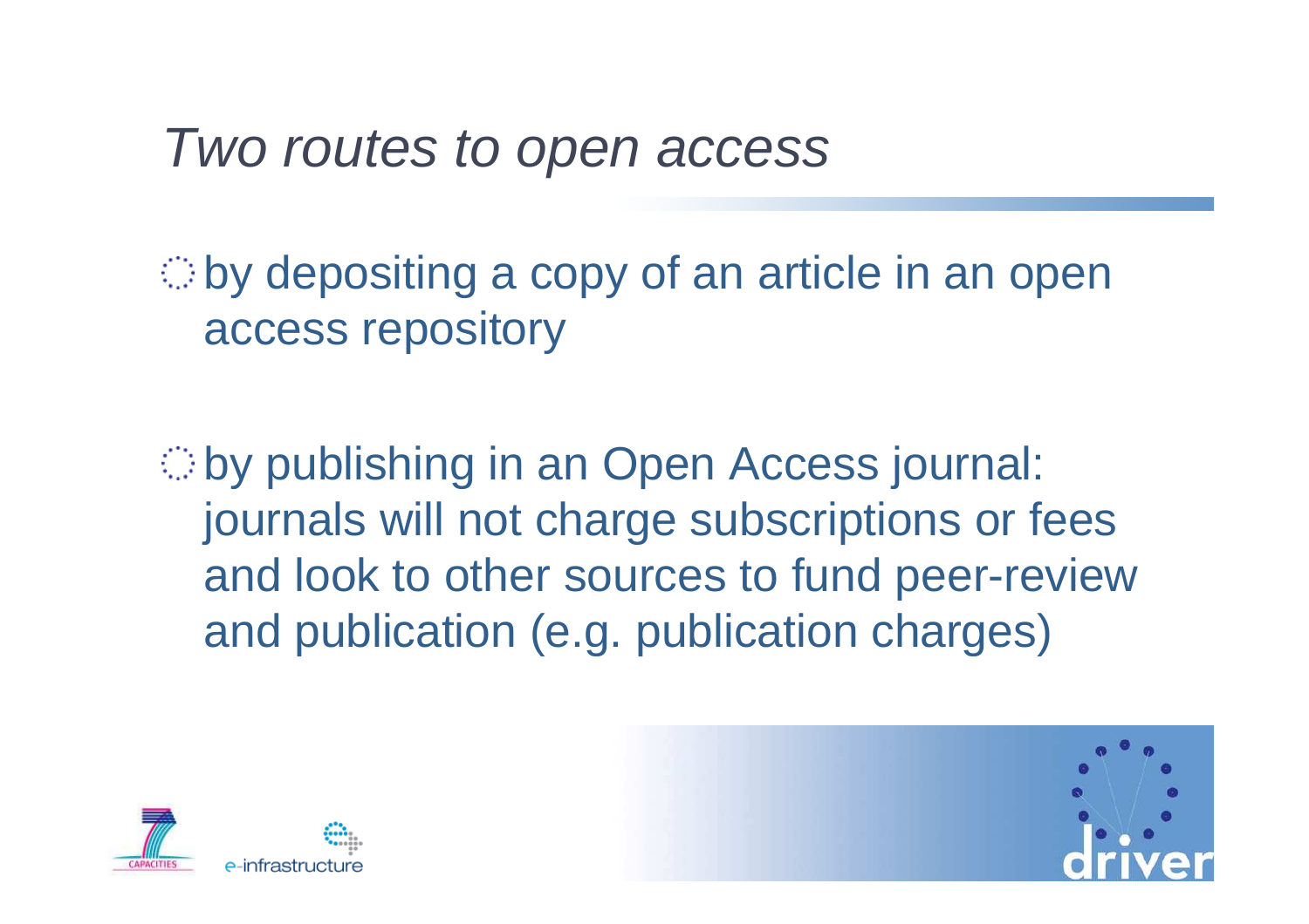# *Two routes to open access*

- by depositing a copy of an article in an open access repository
- by publishing in an Open Access journal: journals will not charge subscriptions or fees and look to other sources to fund peer-review and publication (e.g. publication charges)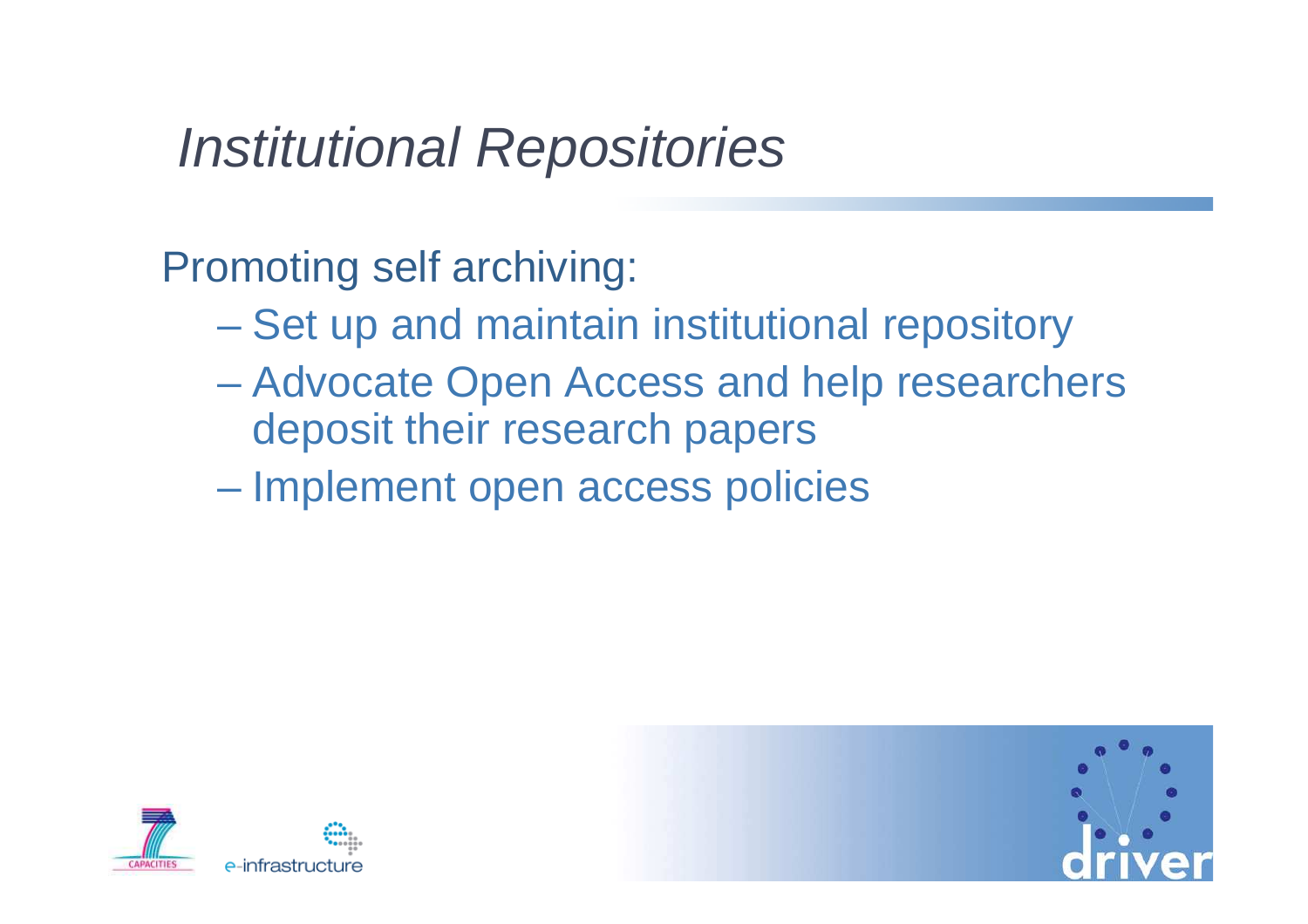# *Institutional Repositories*

Promoting self archiving:

- Set up and maintain institutional repository
- Advocate Open Access and help researchers deposit their research papers
- Implement open access policies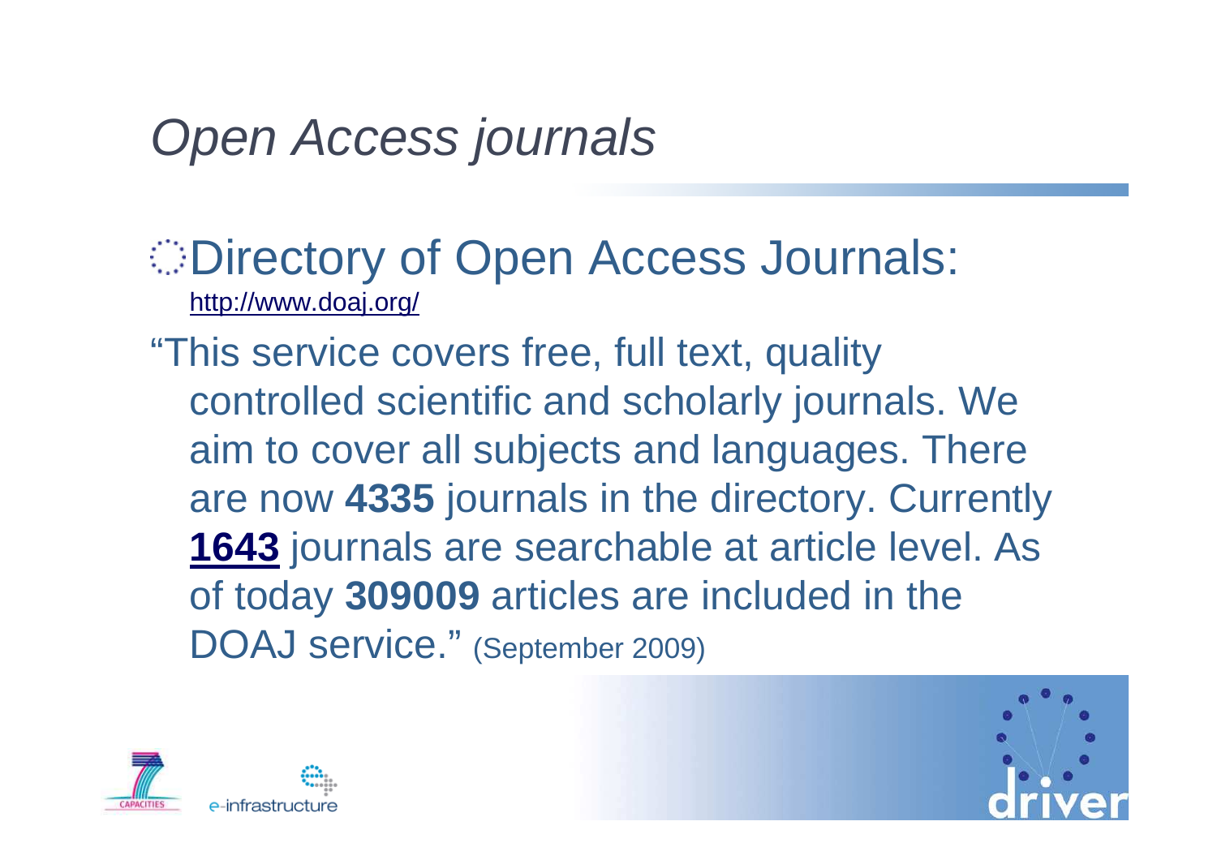# *Open Access journals*

- Directory of Open Access Journals: http://www.doaj.org/

"This service covers free, full text, quality controlled scientific and scholarly journals. We aim to cover all subjects and languages. There are now **4335** journals in the directory. Currently **1643** journals are searchable at article level. As of today **309009** articles are included in the DOAJ service." (September 2009)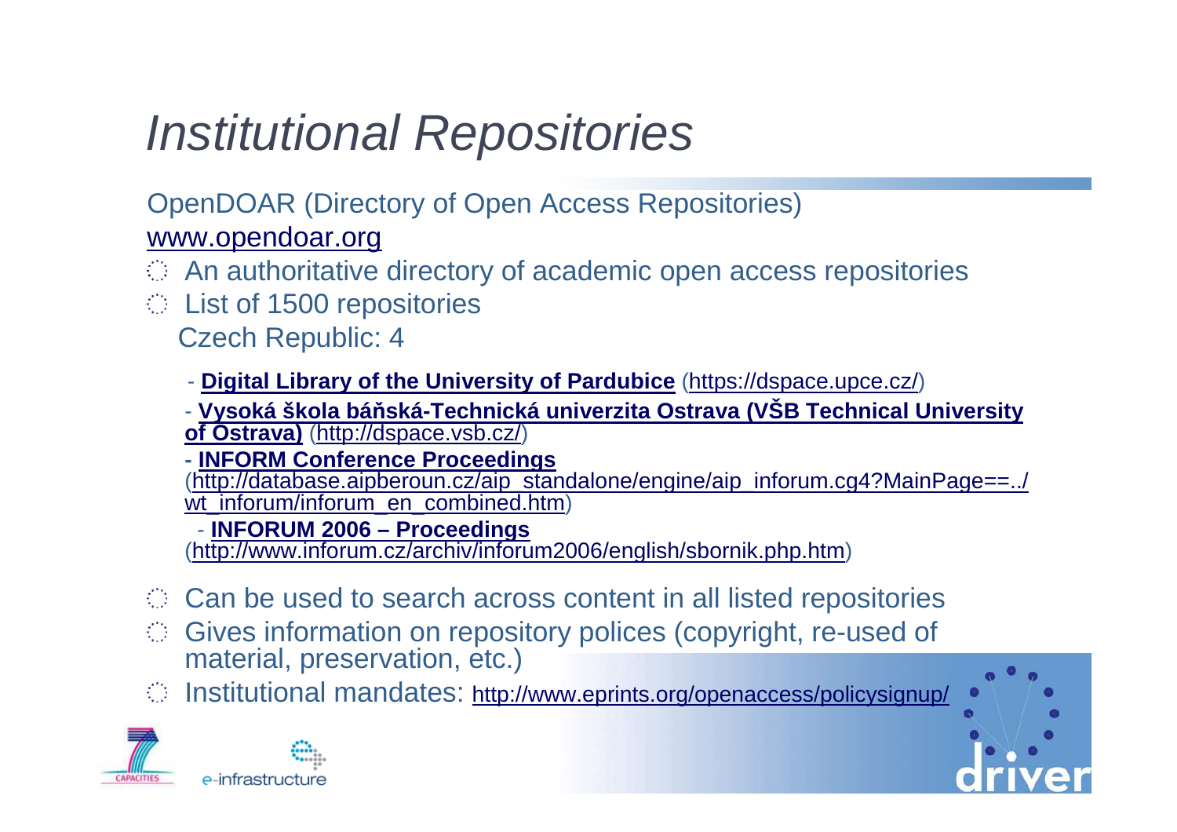# *Institutional Repositories*

OpenDOAR (Directory of Open Access Repositories)
www.opendoar.org

- An authoritative directory of academic open access repositories
- List of 1500 repositories

  Czech Republic: 4

  - **Digital Library of the University of Pardubice** (https://dspace.upce.cz/)
  - **Vysoká škola báňská-Technická univerzita Ostrava (VŠB Technical University of Ostrava)** (http://dspace.vsb.cz/)
  - **INFORM Conference Proceedings** (http://database.aipberoun.cz/aip_standalone/engine/aip_inforum.cg4?MainPage==../wt_inforum/inforum_en_combined.htm)
  - **INFORUM 2006 – Proceedings** (http://www.inforum.cz/archiv/inforum2006/english/sbornik.php.htm)

- Can be used to search across content in all listed repositories
- Gives information on repository polices (copyright, re-used of material, preservation, etc.)
- Institutional mandates: http://www.eprints.org/openaccess/policysignup/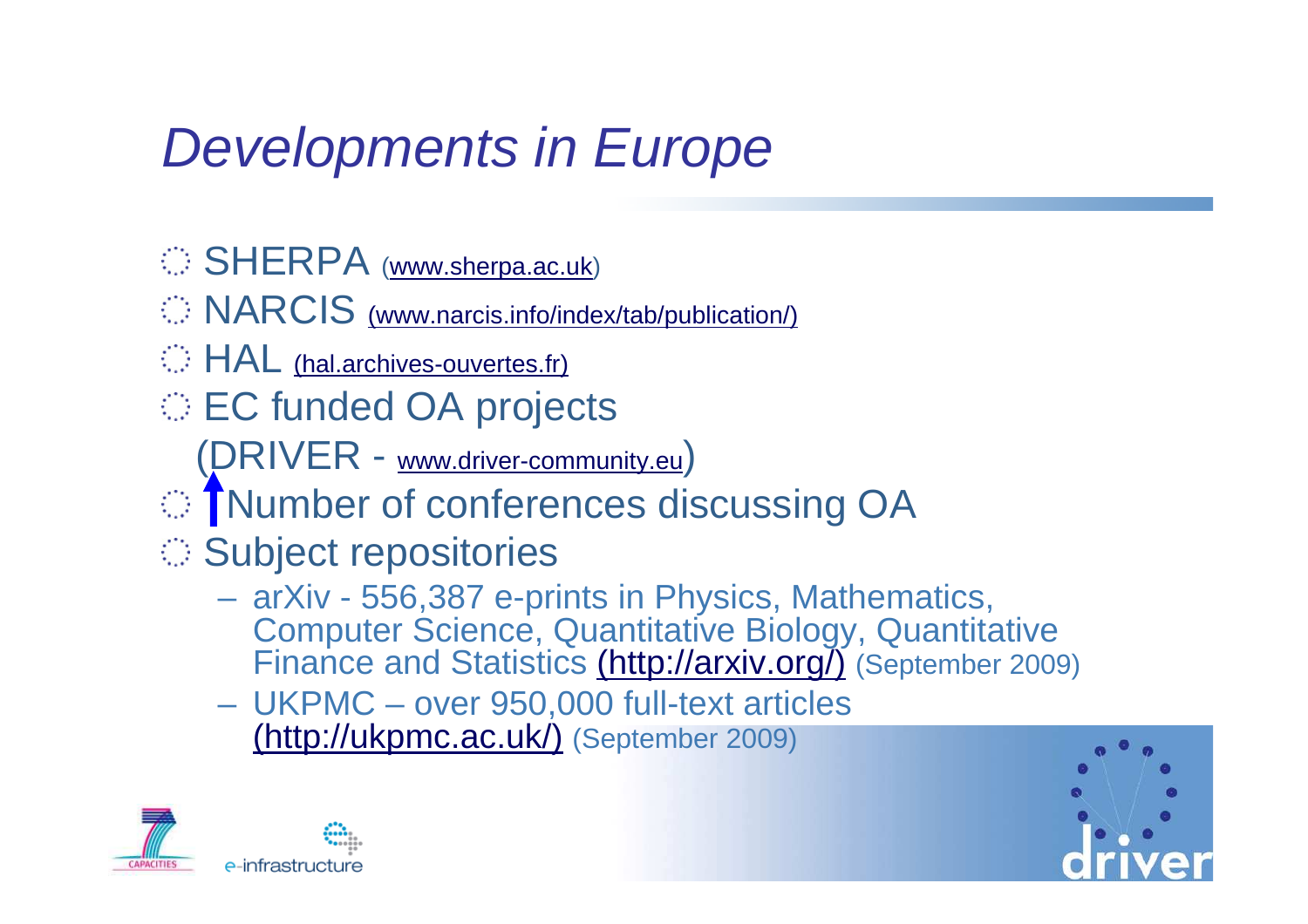# *Developments in Europe*

- SHERPA (www.sherpa.ac.uk)
- NARCIS (www.narcis.info/index/tab/publication/)
- HAL (hal.archives-ouvertes.fr)
- EC funded OA projects (DRIVER - www.driver-community.eu)
- ↑Number of conferences discussing OA
- Subject repositories
  - arXiv - 556,387 e-prints in Physics, Mathematics, Computer Science, Quantitative Biology, Quantitative Finance and Statistics (http://arxiv.org/) (September 2009)
  - UKPMC – over 950,000 full-text articles (http://ukpmc.ac.uk/) (September 2009)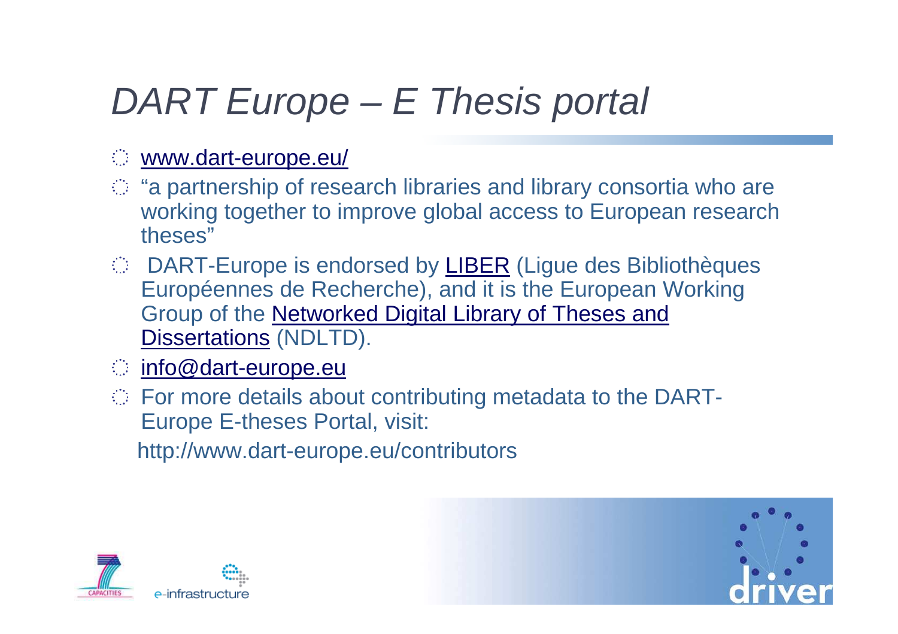# *DART Europe – E Thesis portal*

- www.dart-europe.eu/
- "a partnership of research libraries and library consortia who are working together to improve global access to European research theses"
- DART-Europe is endorsed by LIBER (Ligue des Bibliothèques Européennes de Recherche), and it is the European Working Group of the Networked Digital Library of Theses and Dissertations (NDLTD).
- info@dart-europe.eu
- For more details about contributing metadata to the DART-Europe E-theses Portal, visit:

  http://www.dart-europe.eu/contributors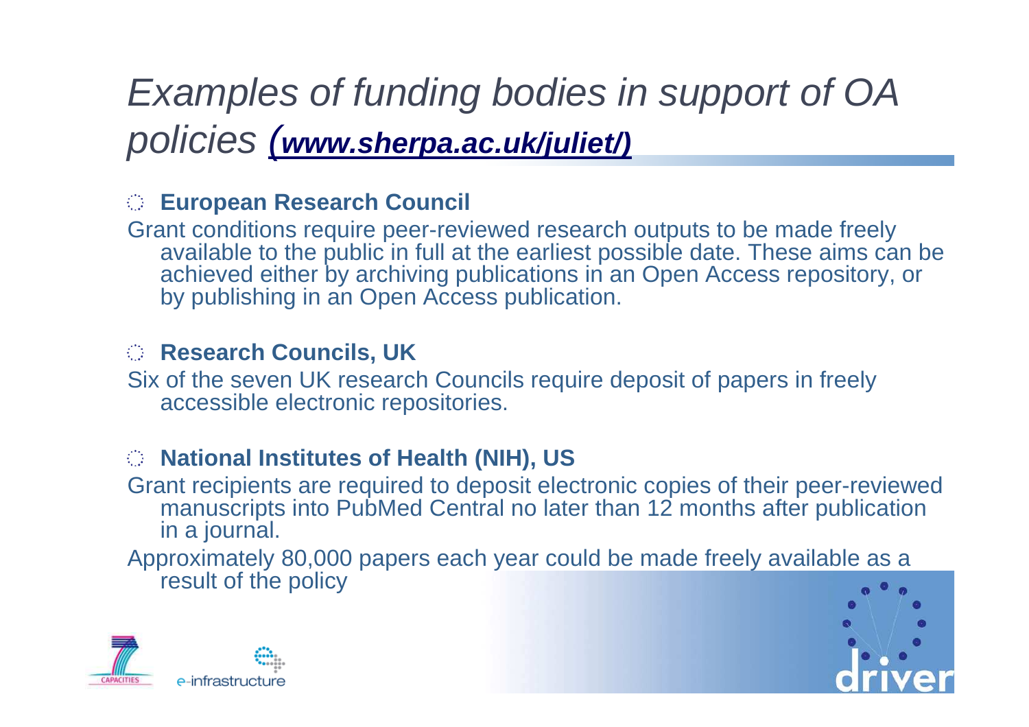# *Examples of funding bodies in support of OA policies ([www.sherpa.ac.uk/juliet/](www.sherpa.ac.uk/juliet/))*

- **European Research Council**

Grant conditions require peer-reviewed research outputs to be made freely available to the public in full at the earliest possible date. These aims can be achieved either by archiving publications in an Open Access repository, or by publishing in an Open Access publication.

- **Research Councils, UK**

Six of the seven UK research Councils require deposit of papers in freely accessible electronic repositories.

- **National Institutes of Health (NIH), US**

Grant recipients are required to deposit electronic copies of their peer-reviewed manuscripts into PubMed Central no later than 12 months after publication in a journal.

Approximately 80,000 papers each year could be made freely available as a result of the policy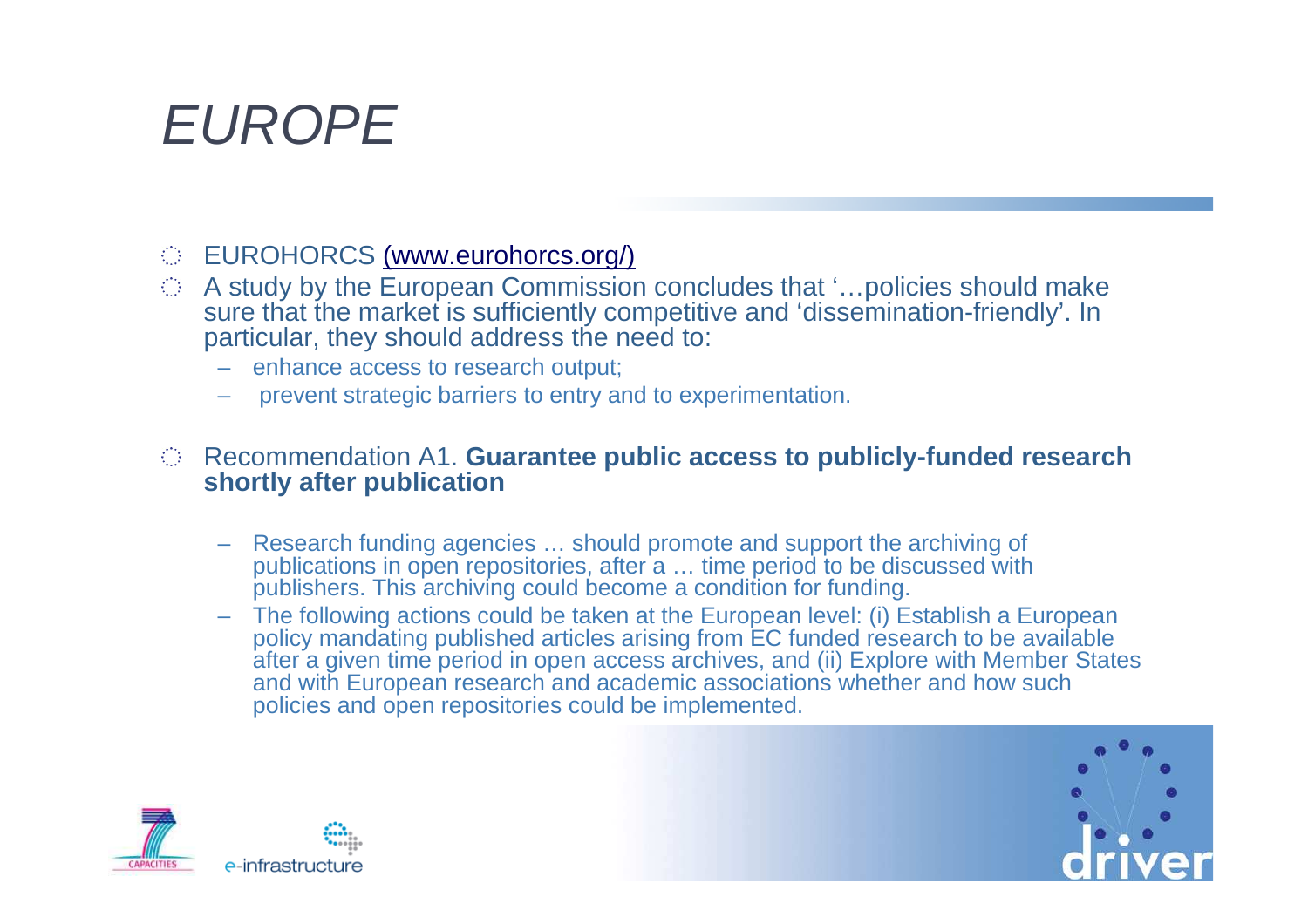# *EUROPE*

- EUROHORCS (www.eurohorcs.org/)
- A study by the European Commission concludes that '…policies should make sure that the market is sufficiently competitive and 'dissemination-friendly'. In particular, they should address the need to:
  - enhance access to research output;
  - prevent strategic barriers to entry and to experimentation.
- Recommendation A1. **Guarantee public access to publicly-funded research shortly after publication**
  - Research funding agencies … should promote and support the archiving of publications in open repositories, after a … time period to be discussed with publishers. This archiving could become a condition for funding.
  - The following actions could be taken at the European level: (i) Establish a European policy mandating published articles arising from EC funded research to be available after a given time period in open access archives, and (ii) Explore with Member States and with European research and academic associations whether and how such policies and open repositories could be implemented.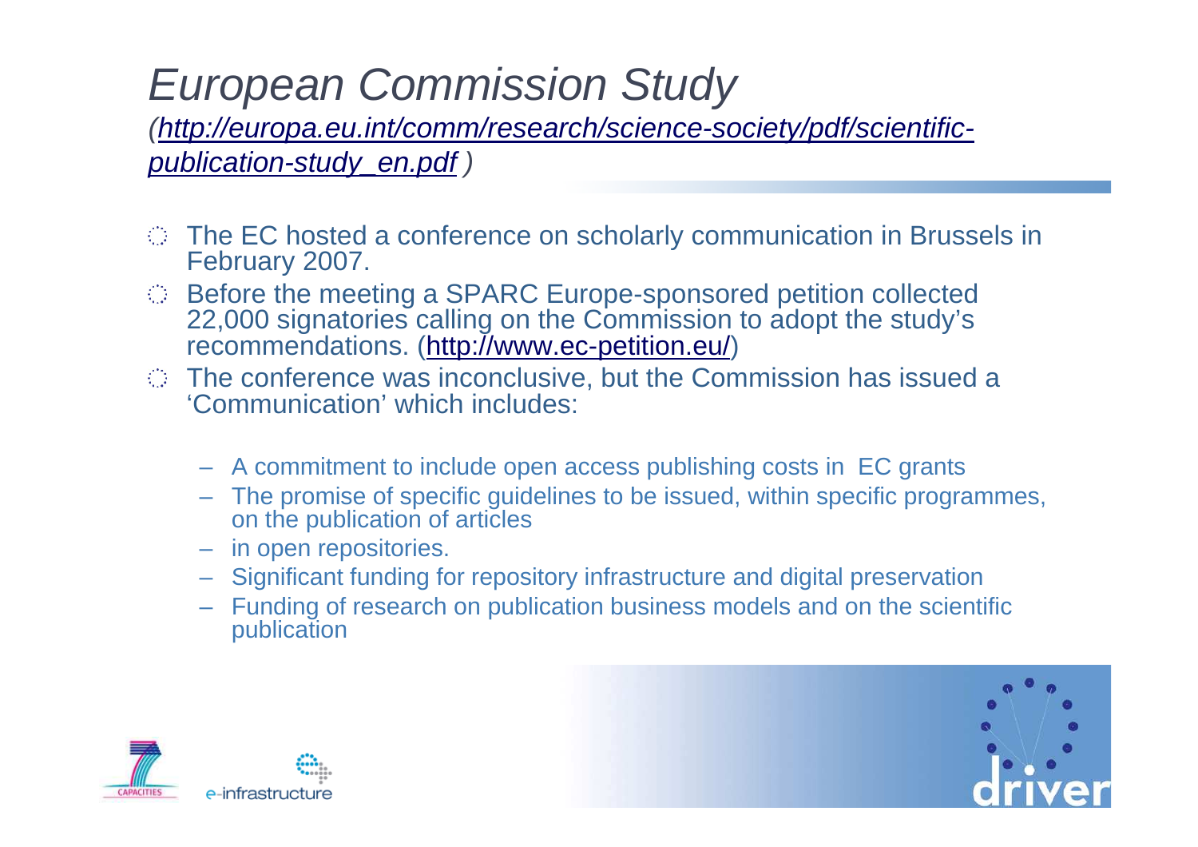# *European Commission Study*

*([http://europa.eu.int/comm/research/science-society/pdf/scientific-publication-study_en.pdf](http://europa.eu.int/comm/research/science-society/pdf/scientific-publication-study_en.pdf) )*

- The EC hosted a conference on scholarly communication in Brussels in February 2007.
- Before the meeting a SPARC Europe-sponsored petition collected 22,000 signatories calling on the Commission to adopt the study's recommendations. ([http://www.ec-petition.eu/](http://www.ec-petition.eu/))
- The conference was inconclusive, but the Commission has issued a 'Communication' which includes:
  - A commitment to include open access publishing costs in EC grants
  - The promise of specific guidelines to be issued, within specific programmes, on the publication of articles
  - in open repositories.
  - Significant funding for repository infrastructure and digital preservation
  - Funding of research on publication business models and on the scientific publication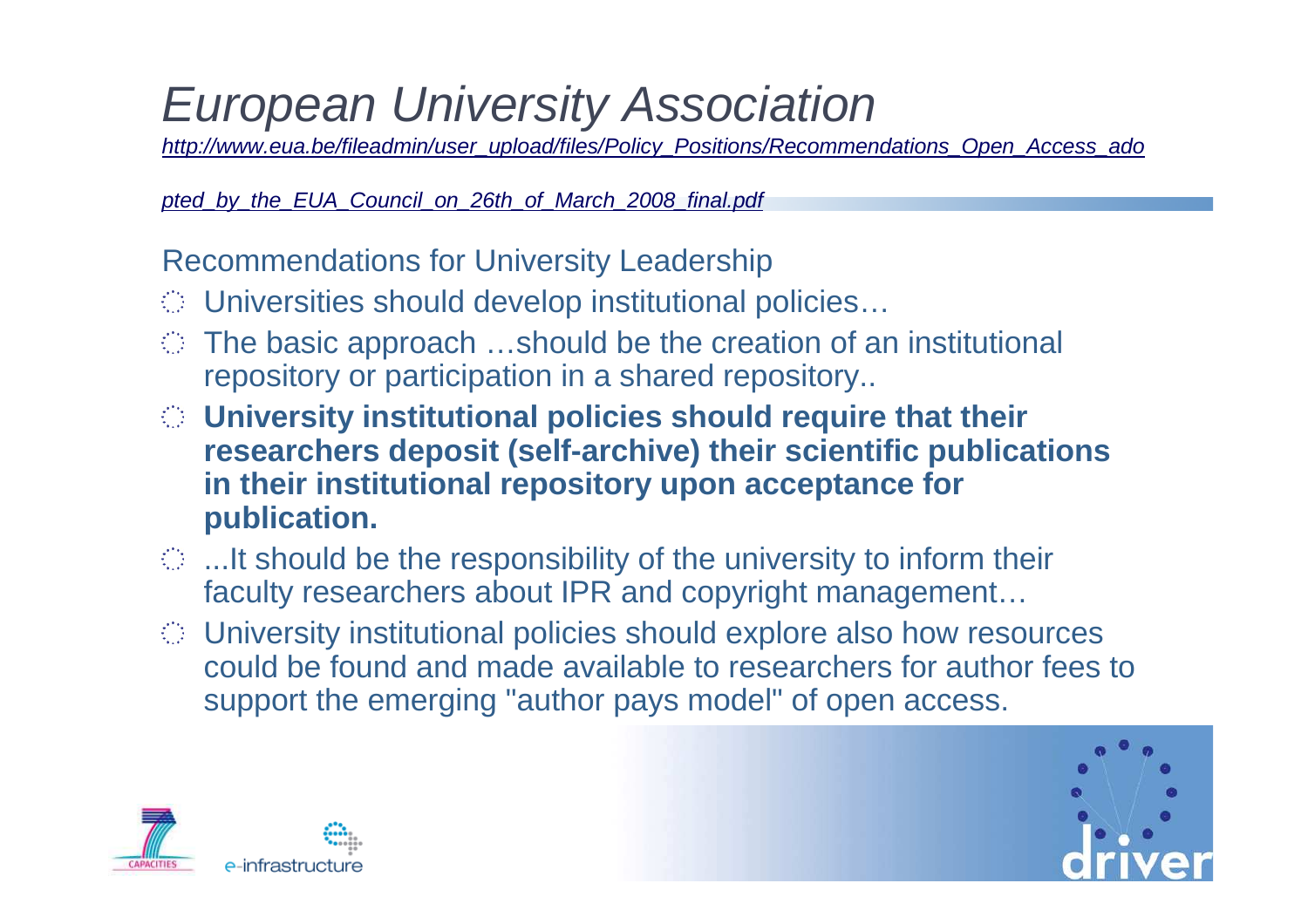# *European University Association*

*http://www.eua.be/fileadmin/user_upload/files/Policy_Positions/Recommendations_Open_Access_adopted_by_the_EUA_Council_on_26th_of_March_2008_final.pdf*

Recommendations for University Leadership

- Universities should develop institutional policies…
- The basic approach …should be the creation of an institutional repository or participation in a shared repository..
- **University institutional policies should require that their researchers deposit (self-archive) their scientific publications in their institutional repository upon acceptance for publication.**
- ...It should be the responsibility of the university to inform their faculty researchers about IPR and copyright management…
- University institutional policies should explore also how resources could be found and made available to researchers for author fees to support the emerging "author pays model" of open access.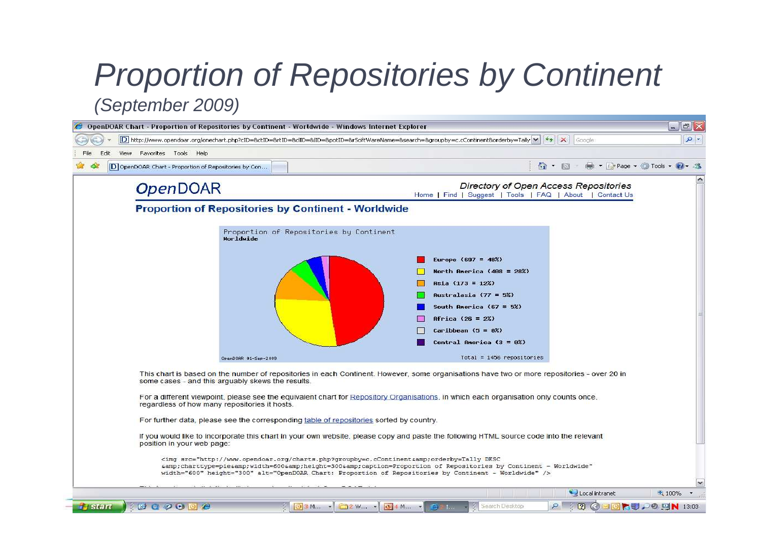# Proportion of Repositories by Continent

*(September 2009)*

OpenDOAR Chart - Proportion of Repositories by Continent - Worldwide - Windows Internet Explorer

http://www.opendoar.org/onechart.php?cID=&ctID=&rtID=&clID=&lID=&potID=&rSoftWareName=&search=&groupby=c.cContinent&orderby=Tally

OpenDOAR

Directory of Open Access Repositories

Home | Find | Suggest | Tools | FAQ | About | Contact Us

## Proportion of Repositories by Continent - Worldwide

Proportion of Repositories by Continent
Worldwide

Europe (697 = 48%)
North America (408 = 28%)
Asia (173 = 12%)
Australasia (77 = 5%)
South America (67 = 5%)
Africa (26 = 2%)
Caribbean (5 = 0%)
Central America (3 = 0%)

OpenDOAR 01-Sep-2009

Total = 1456 repositories

This chart is based on the number of repositories in each Continent. However, some organisations have two or more repositories - over 20 in some cases - and this arguably skews the results.

For a different viewpoint, please see the equivalent chart for Repository Organisations, in which each organisation only counts once, regardless of how many repositories it hosts.

For further data, please see the corresponding table of repositories sorted by country.

If you would like to incorporate this chart in your own website, please copy and paste the following HTML source code into the relevant position in your web page:

```
<img src="http://www.opendoar.org/charts.php?groupby=c.cContinent&amp;orderby=Tally DESC
&amp;charttype=pie&amp;width=600&amp;height=300&amp;caption=Proportion of Repositories by Continent - Worldwide"
width="600" height="300" alt="OpenDOAR Chart: Proportion of Repositories by Continent - Worldwide" />
```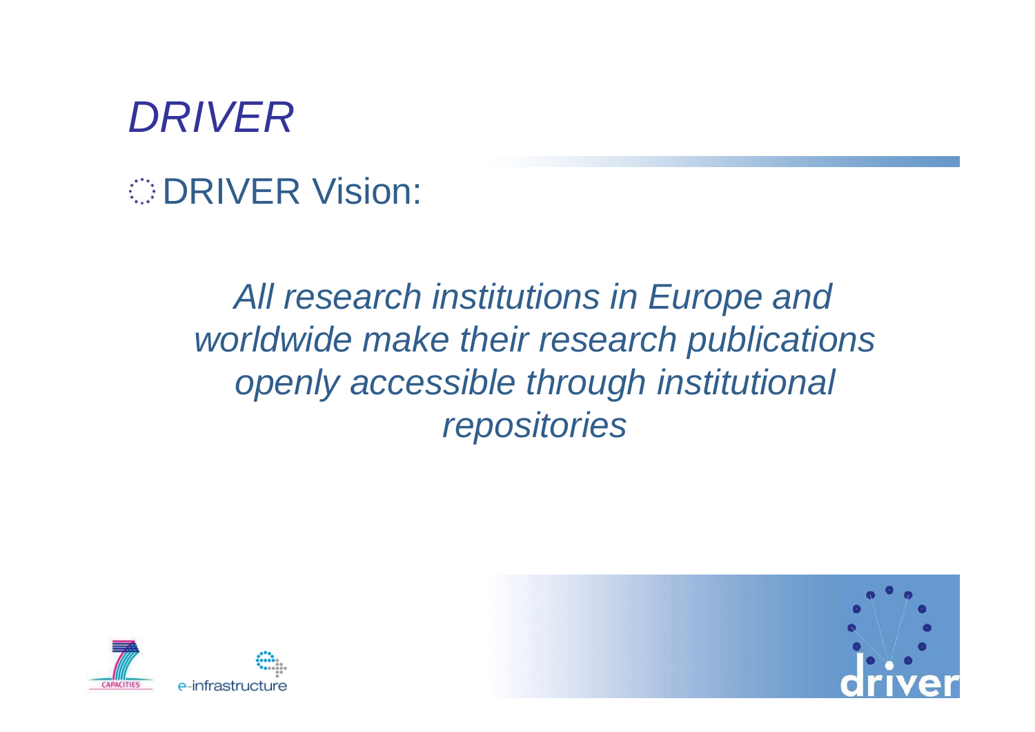# *DRIVER*

- DRIVER Vision:

*All research institutions in Europe and worldwide make their research publications openly accessible through institutional repositories*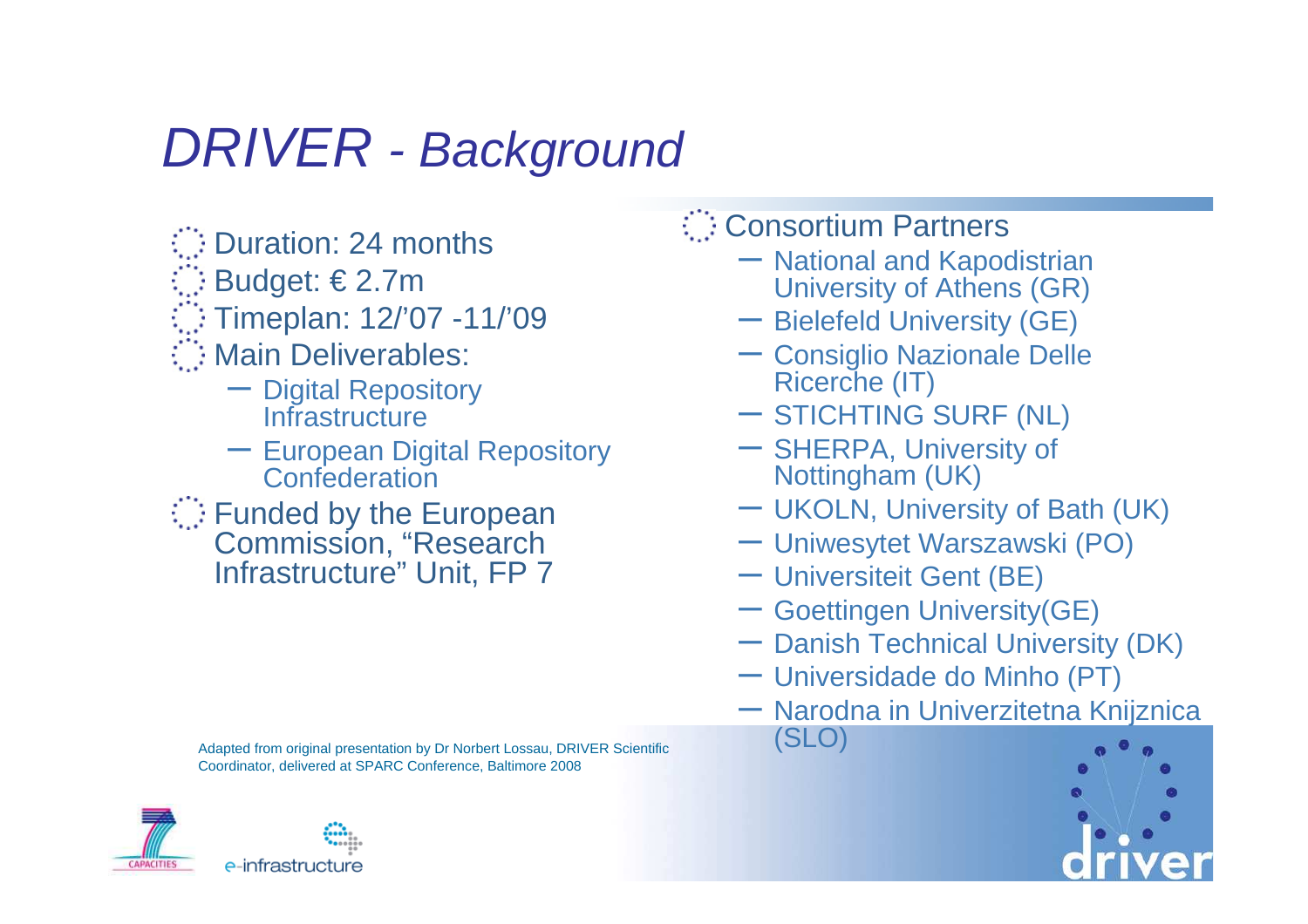# *DRIVER - Background*

- Duration: 24 months
- Budget: € 2.7m
- Timeplan: 12/'07 -11/'09
- Main Deliverables:
  - Digital Repository Infrastructure
  - European Digital Repository Confederation
- Funded by the European Commission, "Research Infrastructure" Unit, FP 7

- Consortium Partners
  - National and Kapodistrian University of Athens (GR)
  - Bielefeld University (GE)
  - Consiglio Nazionale Delle Ricerche (IT)
  - STICHTING SURF (NL)
  - SHERPA, University of Nottingham (UK)
  - UKOLN, University of Bath (UK)
  - Uniwesytet Warszawski (PO)
  - Universiteit Gent (BE)
  - Goettingen University(GE)
  - Danish Technical University (DK)
  - Universidade do Minho (PT)
  - Narodna in Univerzitetna Knijznica (SLO)

Adapted from original presentation by Dr Norbert Lossau, DRIVER Scientific Coordinator, delivered at SPARC Conference, Baltimore 2008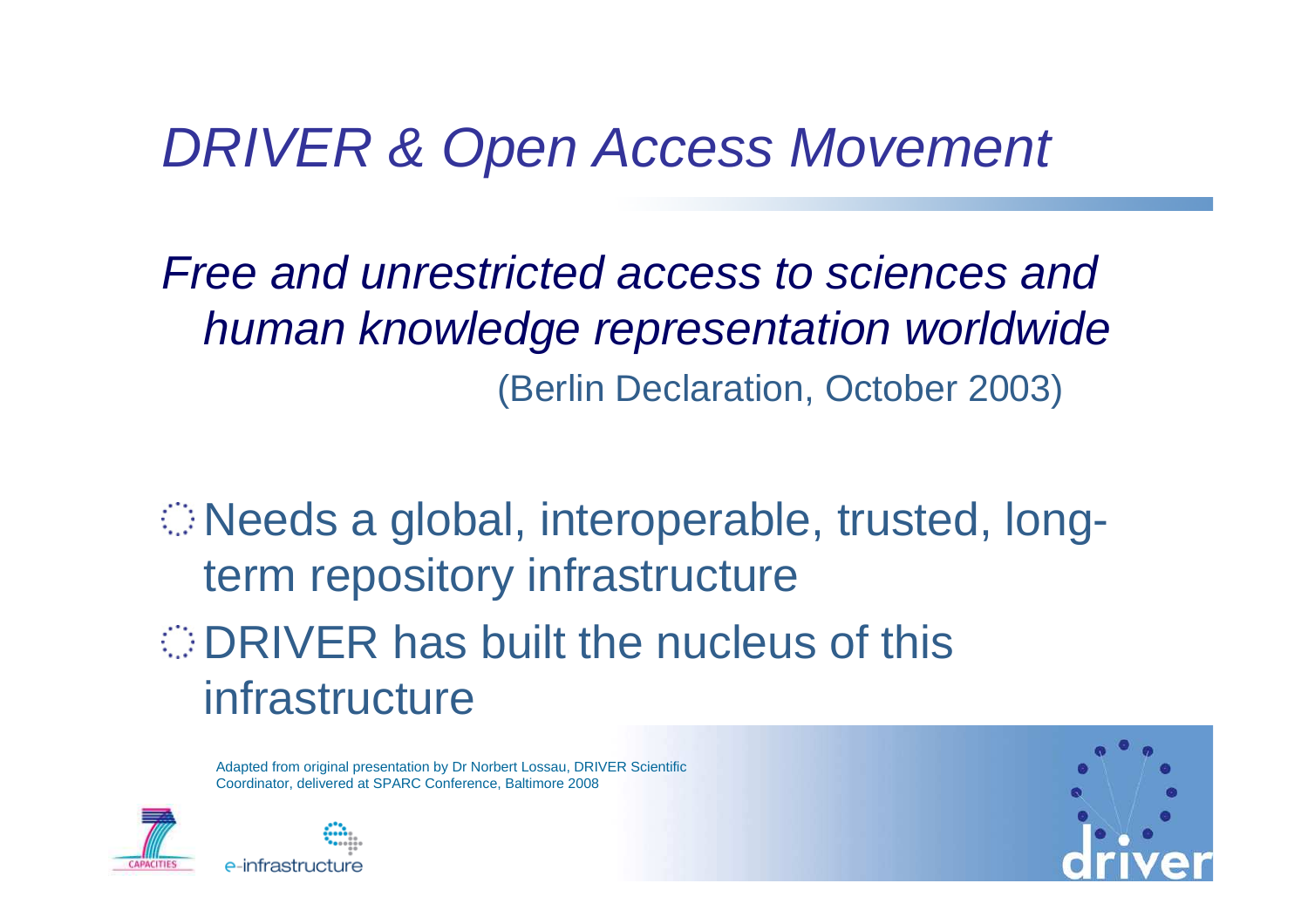# *DRIVER & Open Access Movement*

*Free and unrestricted access to sciences and human knowledge representation worldwide*

(Berlin Declaration, October 2003)

- Needs a global, interoperable, trusted, long-term repository infrastructure
- DRIVER has built the nucleus of this infrastructure

Adapted from original presentation by Dr Norbert Lossau, DRIVER Scientific Coordinator, delivered at SPARC Conference, Baltimore 2008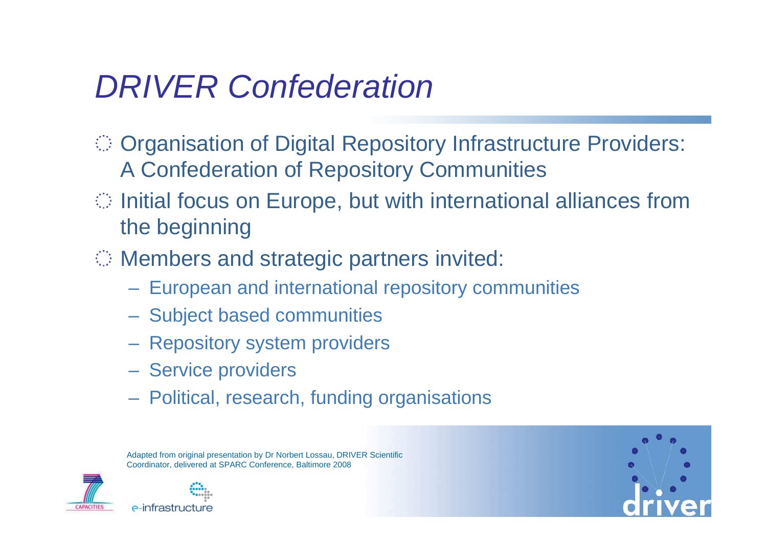# *DRIVER Confederation*

- Organisation of Digital Repository Infrastructure Providers: A Confederation of Repository Communities
- Initial focus on Europe, but with international alliances from the beginning
- Members and strategic partners invited:
  - European and international repository communities
  - Subject based communities
  - Repository system providers
  - Service providers
  - Political, research, funding organisations

Adapted from original presentation by Dr Norbert Lossau, DRIVER Scientific Coordinator, delivered at SPARC Conference, Baltimore 2008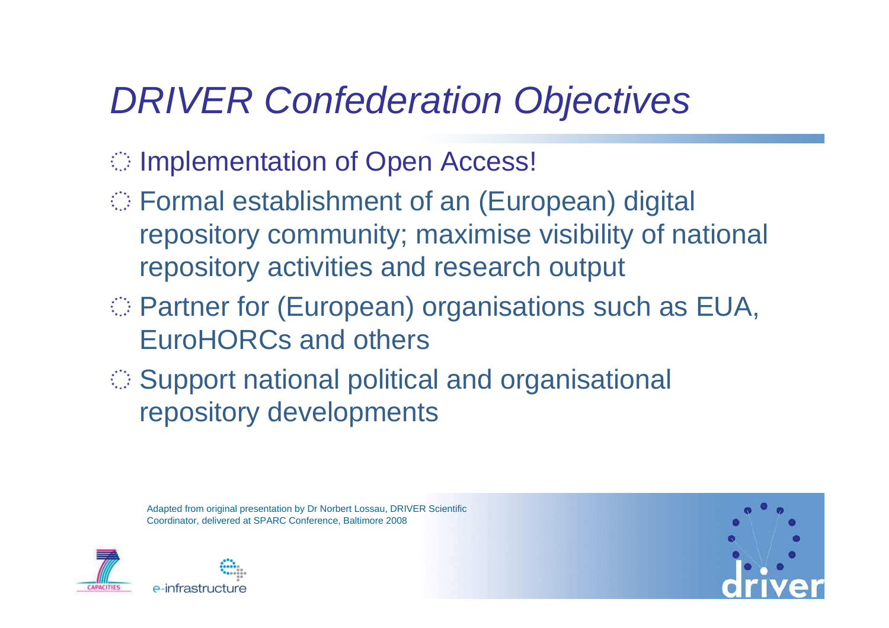# *DRIVER Confederation Objectives*

- Implementation of Open Access!
- Formal establishment of an (European) digital repository community; maximise visibility of national repository activities and research output
- Partner for (European) organisations such as EUA, EuroHORCs and others
- Support national political and organisational repository developments

Adapted from original presentation by Dr Norbert Lossau, DRIVER Scientific Coordinator, delivered at SPARC Conference, Baltimore 2008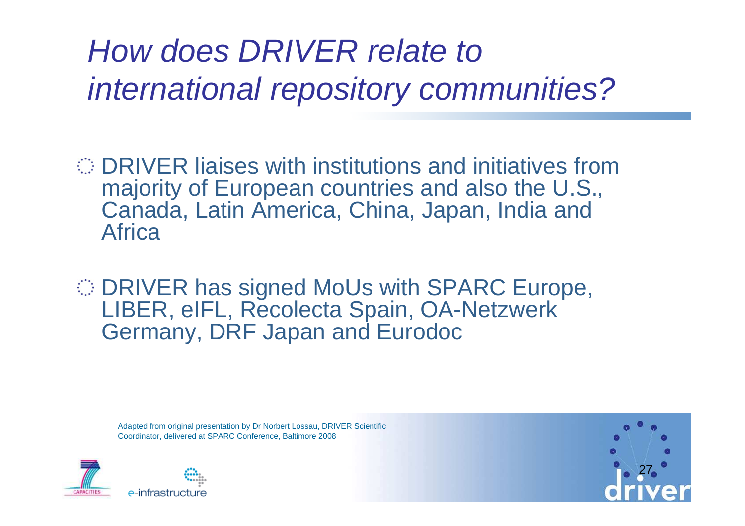# *How does DRIVER relate to international repository communities?*

- DRIVER liaises with institutions and initiatives from majority of European countries and also the U.S., Canada, Latin America, China, Japan, India and Africa

- DRIVER has signed MoUs with SPARC Europe, LIBER, eIFL, Recolecta Spain, OA-Netzwerk Germany, DRF Japan and Eurodoc

Adapted from original presentation by Dr Norbert Lossau, DRIVER Scientific Coordinator, delivered at SPARC Conference, Baltimore 2008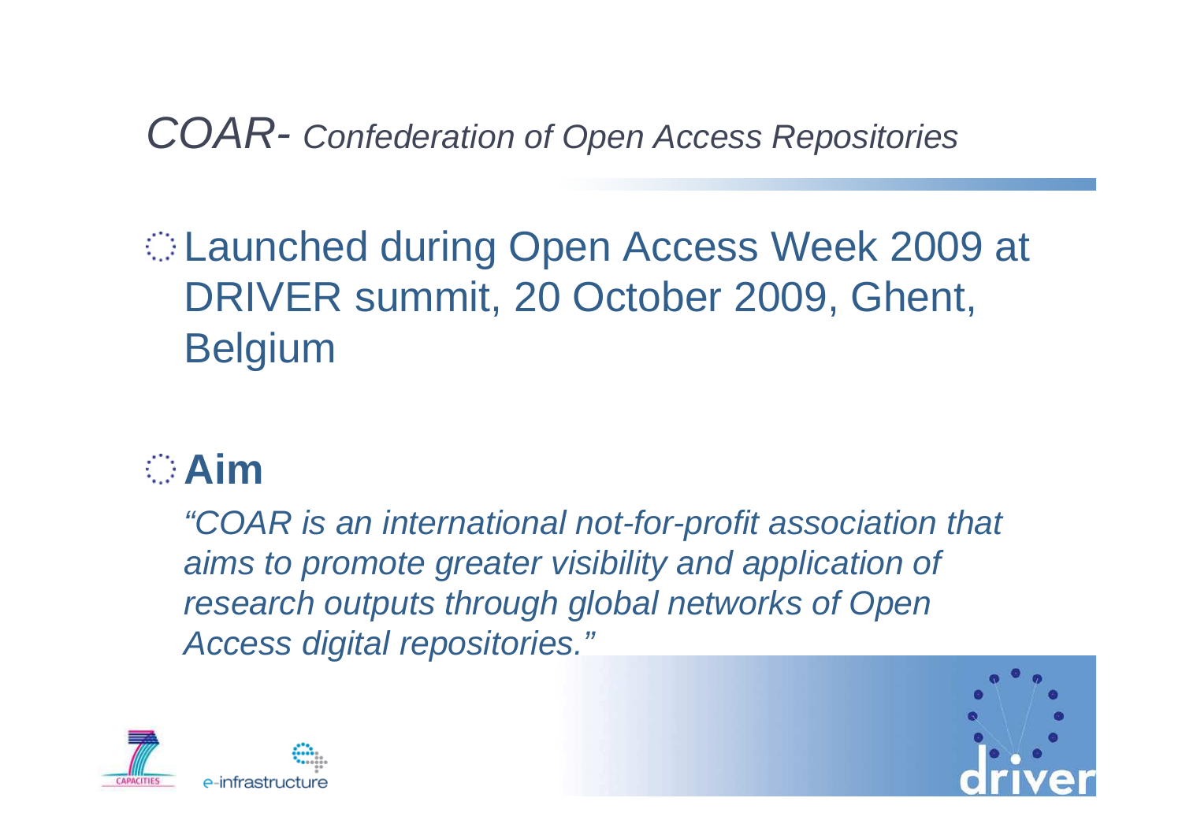# *COAR- Confederation of Open Access Repositories*

- Launched during Open Access Week 2009 at DRIVER summit, 20 October 2009, Ghent, Belgium

- **Aim**

  *"COAR is an international not-for-profit association that aims to promote greater visibility and application of research outputs through global networks of Open Access digital repositories."*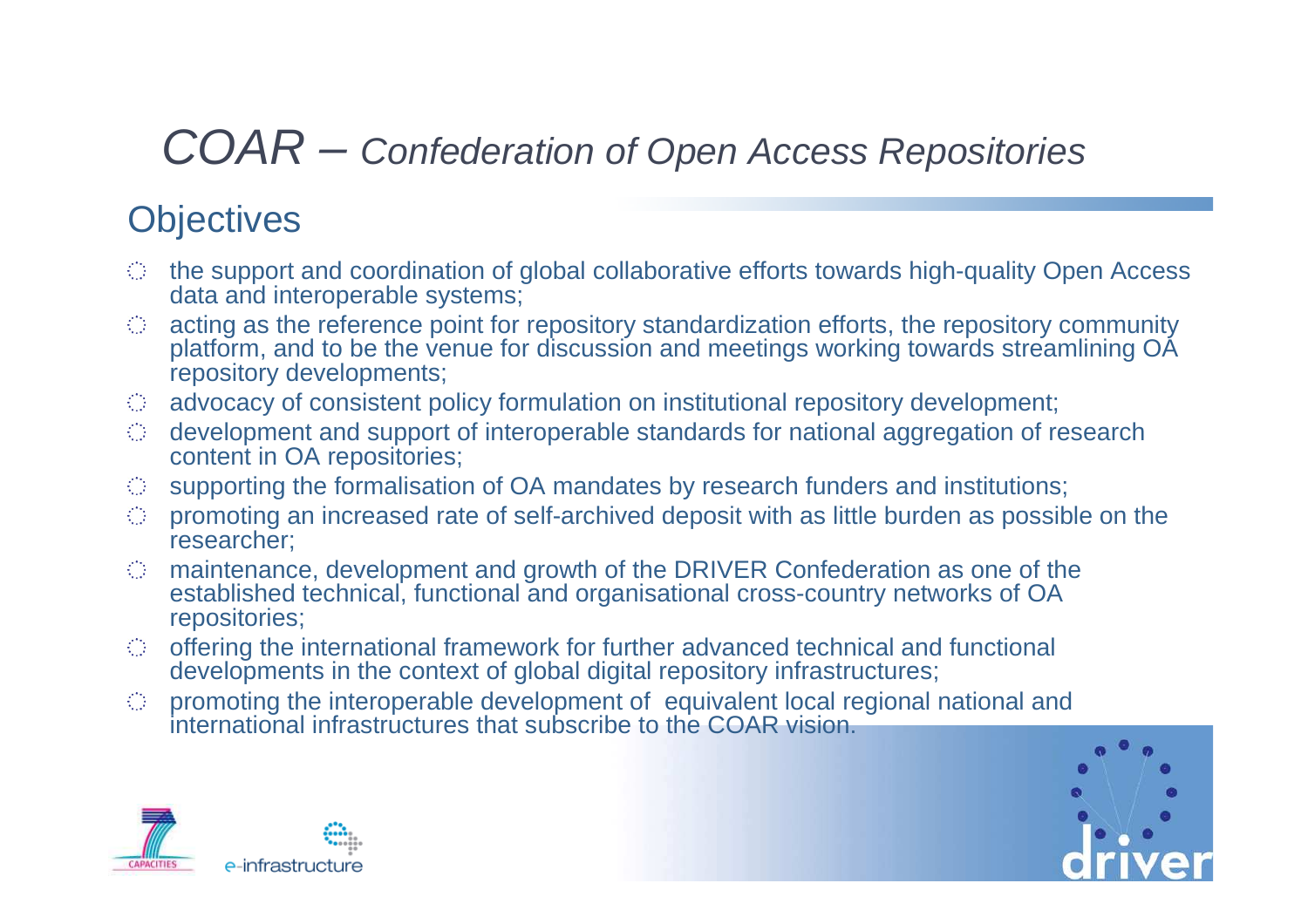# *COAR – Confederation of Open Access Repositories*

## Objectives

- the support and coordination of global collaborative efforts towards high-quality Open Access data and interoperable systems;
- acting as the reference point for repository standardization efforts, the repository community platform, and to be the venue for discussion and meetings working towards streamlining OA repository developments;
- advocacy of consistent policy formulation on institutional repository development;
- development and support of interoperable standards for national aggregation of research content in OA repositories;
- supporting the formalisation of OA mandates by research funders and institutions;
- promoting an increased rate of self-archived deposit with as little burden as possible on the researcher;
- maintenance, development and growth of the DRIVER Confederation as one of the established technical, functional and organisational cross-country networks of OA repositories;
- offering the international framework for further advanced technical and functional developments in the context of global digital repository infrastructures;
- promoting the interoperable development of equivalent local regional national and international infrastructures that subscribe to the COAR vision.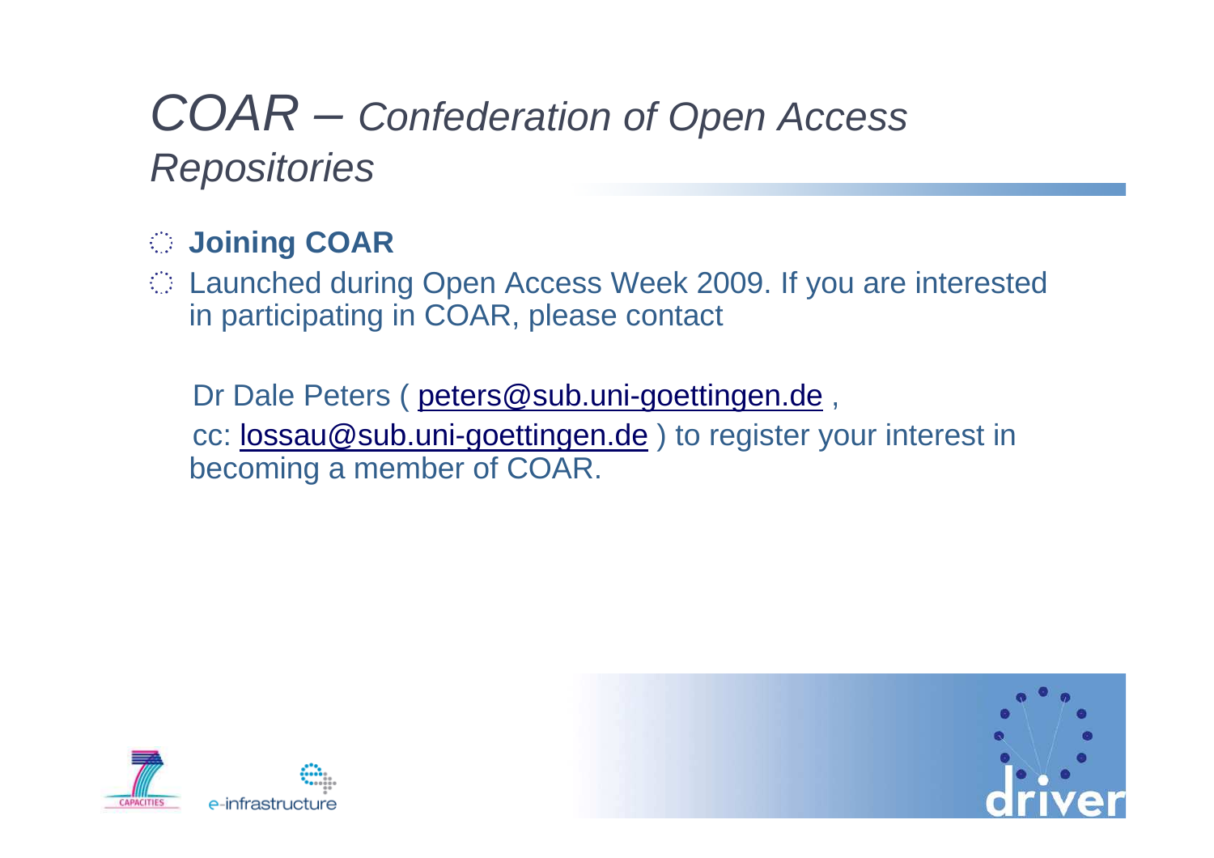# *COAR – Confederation of Open Access Repositories*

- **Joining COAR**
- Launched during Open Access Week 2009. If you are interested in participating in COAR, please contact

  Dr Dale Peters ( peters@sub.uni-goettingen.de ,
  cc: lossau@sub.uni-goettingen.de ) to register your interest in becoming a member of COAR.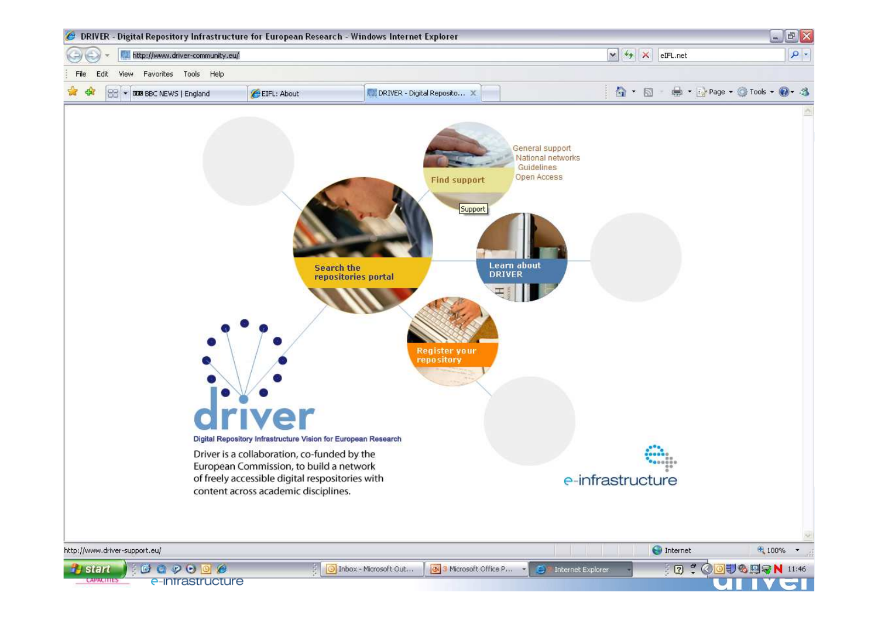Find support

General support
National networks
Guidelines
Open Access

Support

Search the repositories portal

Learn about DRIVER

Register your repository

driver

Digital Repository Infrastructure Vision for European Research

Driver is a collaboration, co-funded by the European Commission, to build a network of freely accessible digital respositories with content across academic disciplines.

e-infrastructure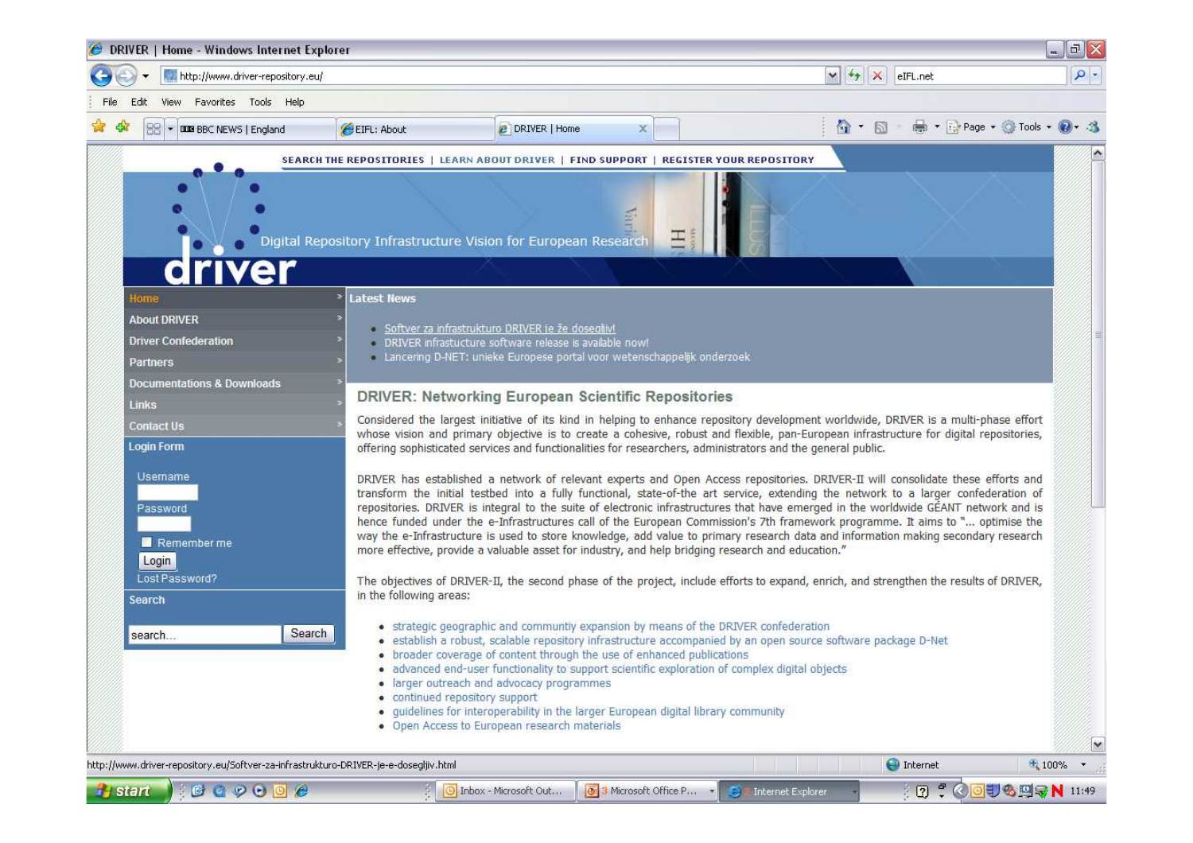SEARCH THE REPOSITORIES | LEARN ABOUT DRIVER | FIND SUPPORT | REGISTER YOUR REPOSITORY

driver

Digital Repository Infrastructure Vision for European Research

- Home
- About DRIVER
- Driver Confederation
- Partners
- Documentations & Downloads
- Links
- Contact Us

Login Form

Username

Password

Remember me

Login

Lost Password?

Search

search...

Search

## Latest News

- Softver za infrastrukturo DRIVER je že dosegljiv!
- DRIVER infrastucture software release is available now!
- Lancering D-NET: unieke Europese portal voor wetenschappelijk onderzoek

## DRIVER: Networking European Scientific Repositories

Considered the largest initiative of its kind in helping to enhance repository development worldwide, DRIVER is a multi-phase effort whose vision and primary objective is to create a cohesive, robust and flexible, pan-European infrastructure for digital repositories, offering sophisticated services and functionalities for researchers, administrators and the general public.

DRIVER has established a network of relevant experts and Open Access repositories. DRIVER-II will consolidate these efforts and transform the initial testbed into a fully functional, state-of-the art service, extending the network to a larger confederation of repositories. DRIVER is integral to the suite of electronic infrastructures that have emerged in the worldwide GÉANT network and is hence funded under the e-Infrastructures call of the European Commission's 7th framework programme. It aims to "... optimise the way the e-Infrastructure is used to store knowledge, add value to primary research data and information making secondary research more effective, provide a valuable asset for industry, and help bridging research and education."

The objectives of DRIVER-II, the second phase of the project, include efforts to expand, enrich, and strengthen the results of DRIVER, in the following areas:

- strategic geographic and communtiy expansion by means of the DRIVER confederation
- establish a robust, scalable repository infrastructure accompanied by an open source software package D-Net
- broader coverage of content through the use of enhanced publications
- advanced end-user functionality to support scientific exploration of complex digital objects
- larger outreach and advocacy programmes
- continued repository support
- guidelines for interoperability in the larger European digital library community
- Open Access to European research materials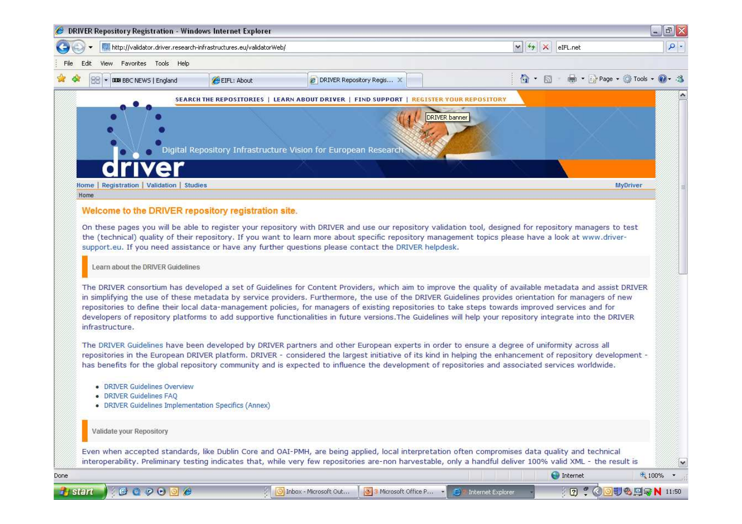SEARCH THE REPOSITORIES | LEARN ABOUT DRIVER | FIND SUPPORT | REGISTER YOUR REPOSITORY

Digital Repository Infrastructure Vision for European Research

driver

Home | Registration | Validation | Studies MyDriver

Home

## Welcome to the DRIVER repository registration site.

On these pages you will be able to register your repository with DRIVER and use our repository validation tool, designed for repository managers to test the (technical) quality of their repository. If you want to learn more about specific repository management topics please have a look at www.driver-support.eu. If you need assistance or have any further questions please contact the DRIVER helpdesk.

### Learn about the DRIVER Guidelines

The DRIVER consortium has developed a set of Guidelines for Content Providers, which aim to improve the quality of available metadata and assist DRIVER in simplifying the use of these metadata by service providers. Furthermore, the use of the DRIVER Guidelines provides orientation for managers of new repositories to define their local data-management policies, for managers of existing repositories to take steps towards improved services and for developers of repository platforms to add supportive functionalities in future versions.The Guidelines will help your repository integrate into the DRIVER infrastructure.

The DRIVER Guidelines have been developed by DRIVER partners and other European experts in order to ensure a degree of uniformity across all repositories in the European DRIVER platform. DRIVER - considered the largest initiative of its kind in helping the enhancement of repository development - has benefits for the global repository community and is expected to influence the development of repositories and associated services worldwide.

- DRIVER Guidelines Overview
- DRIVER Guidelines FAQ
- DRIVER Guidelines Implementation Specifics (Annex)

### Validate your Repository

Even when accepted standards, like Dublin Core and OAI-PMH, are being applied, local interpretation often compromises data quality and technical interoperability. Preliminary testing indicates that, while very few repositories are-non harvestable, only a handful deliver 100% valid XML - the result is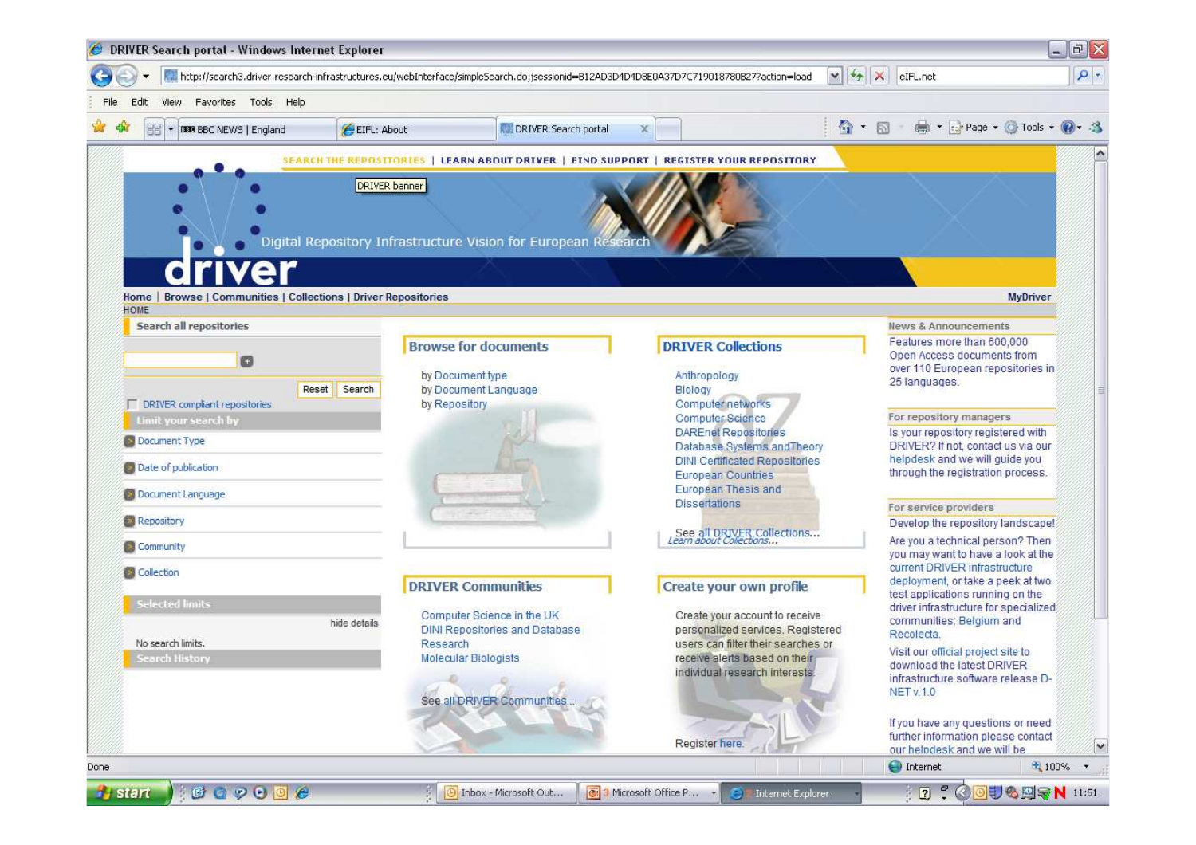DRIVER Search portal - Windows Internet Explorer

http://search3.driver.research-infrastructures.eu/webInterface/simpleSearch.do;jsessionid=B12AD3D4D4D8E0A37D7C719018780B27?action=load

SEARCH THE REPOSITORIES | LEARN ABOUT DRIVER | FIND SUPPORT | REGISTER YOUR REPOSITORY

driver

Digital Repository Infrastructure Vision for European Research

Home | Browse | Communities | Collections | Driver Repositories

MyDriver

HOME

**Search all repositories**

Reset | Search

DRIVER compliant repositories

**Limit your search by**

- Document Type
- Date of publication
- Document Language
- Repository
- Community
- Collection

**Selected limits**

hide details

No search limits.

**Search History**

## Browse for documents

by Document type
by Document Language
by Repository

## DRIVER Collections

Anthropology
Biology
Computer networks
Computer Science
DAREnet Repositories
Database Systems andTheory
DINI Certificated Repositories
European Countries
European Thesis and Dissertations

See all DRIVER Collections...
Learn about Collections...

## DRIVER Communities

Computer Science in the UK
DINI Repositories and Database Research
Molecular Biologists

See all DRIVER Communities...

## Create your own profile

Create your account to receive personalized services. Registered users can filter their searches or receive alerts based on their individual research interests.

Register here.

**News & Announcements**

Features more than 600,000 Open Access documents from over 110 European repositories in 25 languages.

**For repository managers**

Is your repository registered with DRIVER? If not, contact us via our helpdesk and we will guide you through the registration process.

**For service providers**

Develop the repository landscape!

Are you a technical person? Then you may want to have a look at the current DRIVER infrastructure deployment, or take a peek at two test applications running on the driver infrastructure for specialized communities: Belgium and Recolecta.

Visit our official project site to download the latest DRIVER infrastructure software release D-NET v.1.0

If you have any questions or need further information please contact our helpdesk and we will be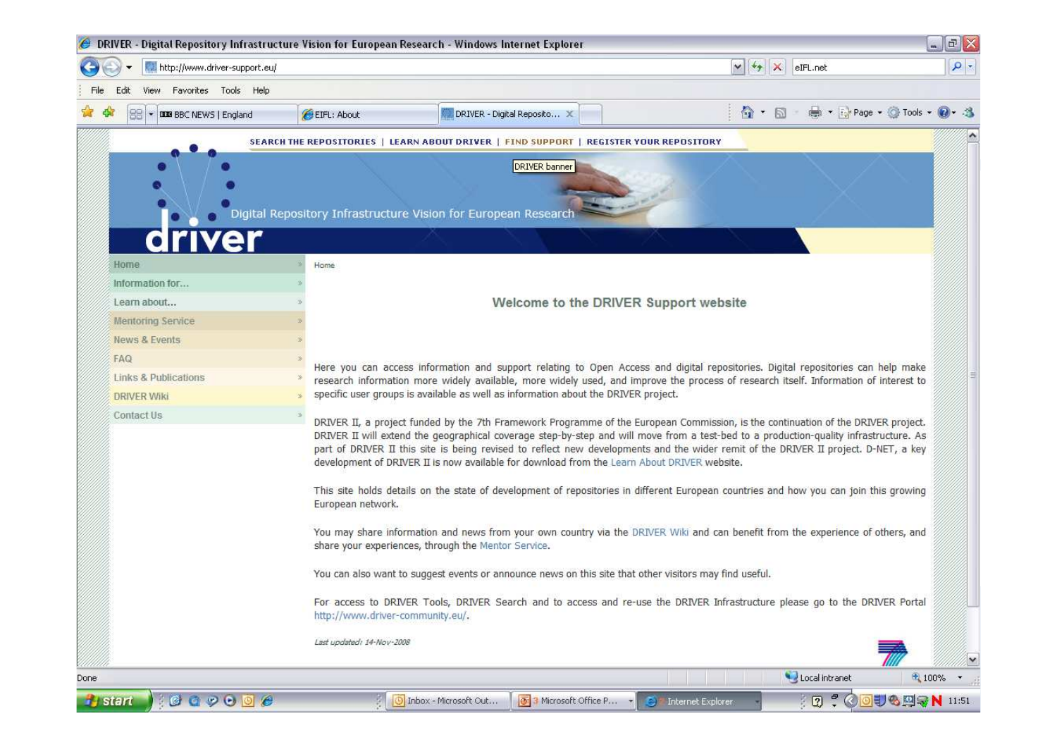SEARCH THE REPOSITORIES | LEARN ABOUT DRIVER | FIND SUPPORT | REGISTER YOUR REPOSITORY

DRIVER banner

driver

Digital Repository Infrastructure Vision for European Research

- Home
- Information for...
- Learn about...
- Mentoring Service
- News & Events
- FAQ
- Links & Publications
- DRIVER Wiki
- Contact Us

Home

## Welcome to the DRIVER Support website

Here you can access information and support relating to Open Access and digital repositories. Digital repositories can help make research information more widely available, more widely used, and improve the process of research itself. Information of interest to specific user groups is available as well as information about the DRIVER project.

DRIVER II, a project funded by the 7th Framework Programme of the European Commission, is the continuation of the DRIVER project. DRIVER II will extend the geographical coverage step-by-step and will move from a test-bed to a production-quality infrastructure. As part of DRIVER II this site is being revised to reflect new developments and the wider remit of the DRIVER II project. D-NET, a key development of DRIVER II is now available for download from the Learn About DRIVER website.

This site holds details on the state of development of repositories in different European countries and how you can join this growing European network.

You may share information and news from your own country via the DRIVER Wiki and can benefit from the experience of others, and share your experiences, through the Mentor Service.

You can also want to suggest events or announce news on this site that other visitors may find useful.

For access to DRIVER Tools, DRIVER Search and to access and re-use the DRIVER Infrastructure please go to the DRIVER Portal http://www.driver-community.eu/.

*Last updated: 14-Nov-2008*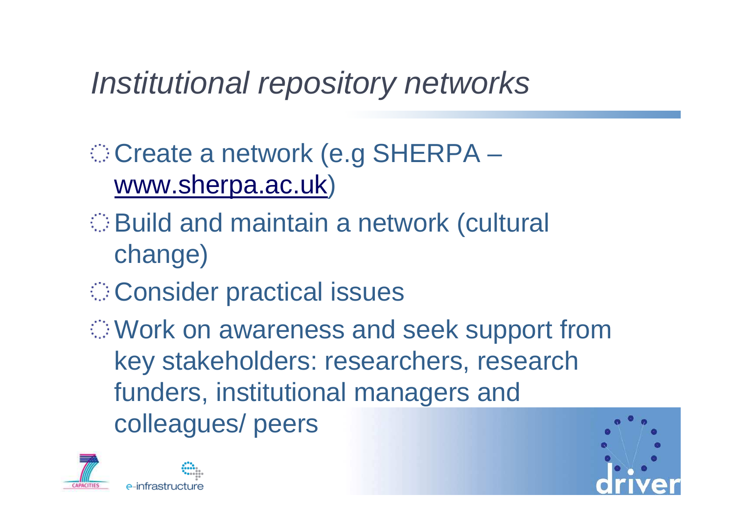# *Institutional repository networks*

- Create a network (e.g SHERPA – www.sherpa.ac.uk)
- Build and maintain a network (cultural change)
- Consider practical issues
- Work on awareness and seek support from key stakeholders: researchers, research funders, institutional managers and colleagues/ peers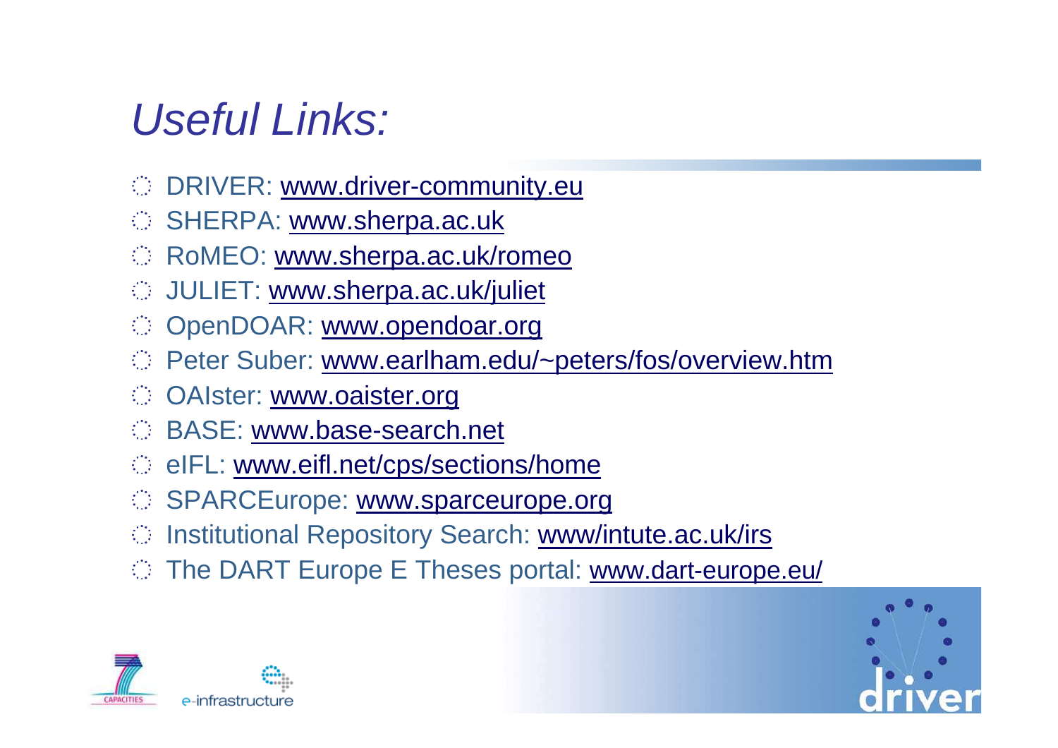## *Useful Links:*

- DRIVER: www.driver-community.eu
- SHERPA: www.sherpa.ac.uk
- RoMEO: www.sherpa.ac.uk/romeo
- JULIET: www.sherpa.ac.uk/juliet
- OpenDOAR: www.opendoar.org
- Peter Suber: www.earlham.edu/~peters/fos/overview.htm
- OAIster: www.oaister.org
- BASE: www.base-search.net
- eIFL: www.eifl.net/cps/sections/home
- SPARCEurope: www.sparceurope.org
- Institutional Repository Search: www/intute.ac.uk/irs
- The DART Europe E Theses portal: www.dart-europe.eu/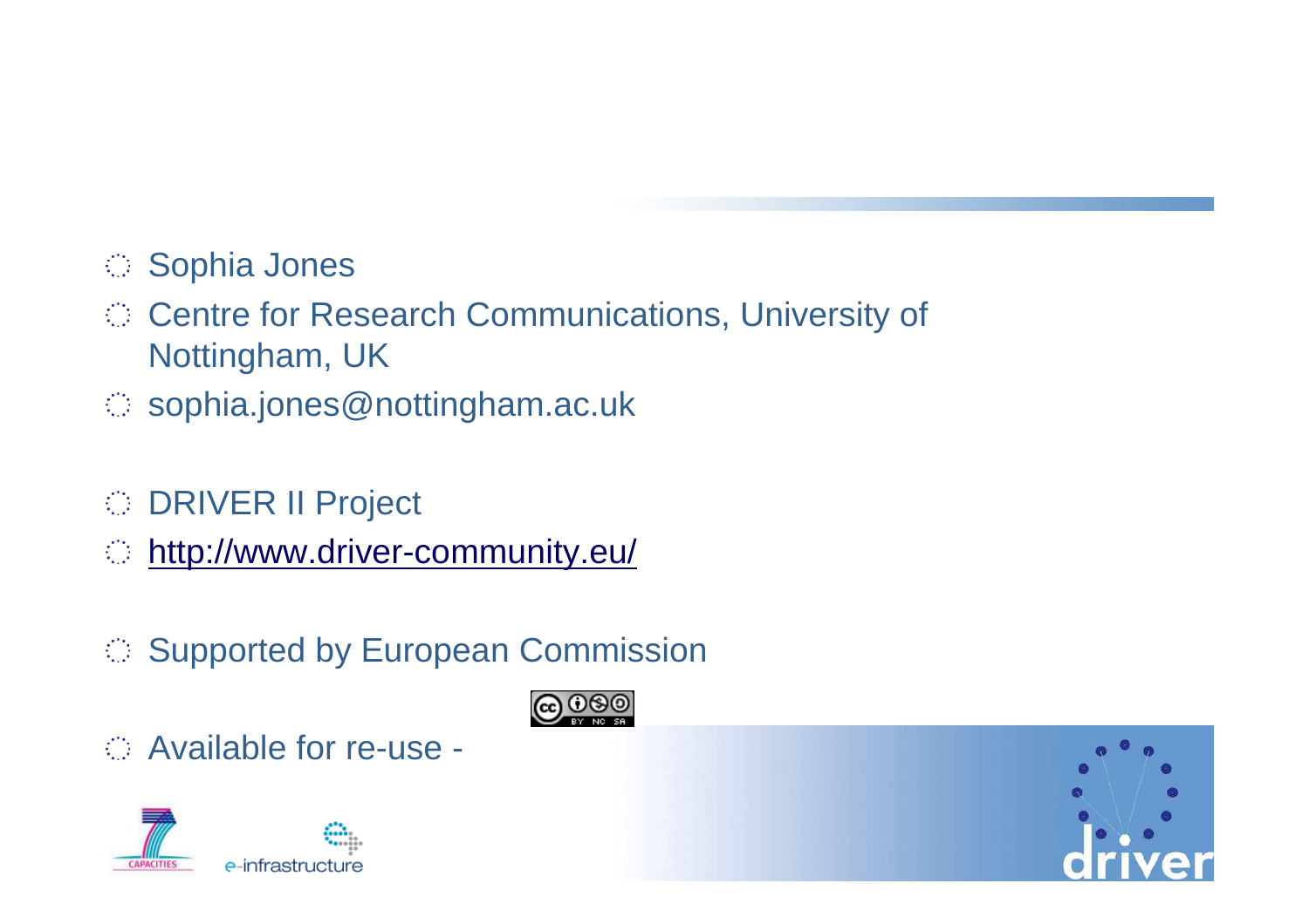- Sophia Jones
- Centre for Research Communications, University of Nottingham, UK
- sophia.jones@nottingham.ac.uk

- DRIVER II Project
- http://www.driver-community.eu/

- Supported by European Commission

- Available for re-use -

e-infrastructure

driver